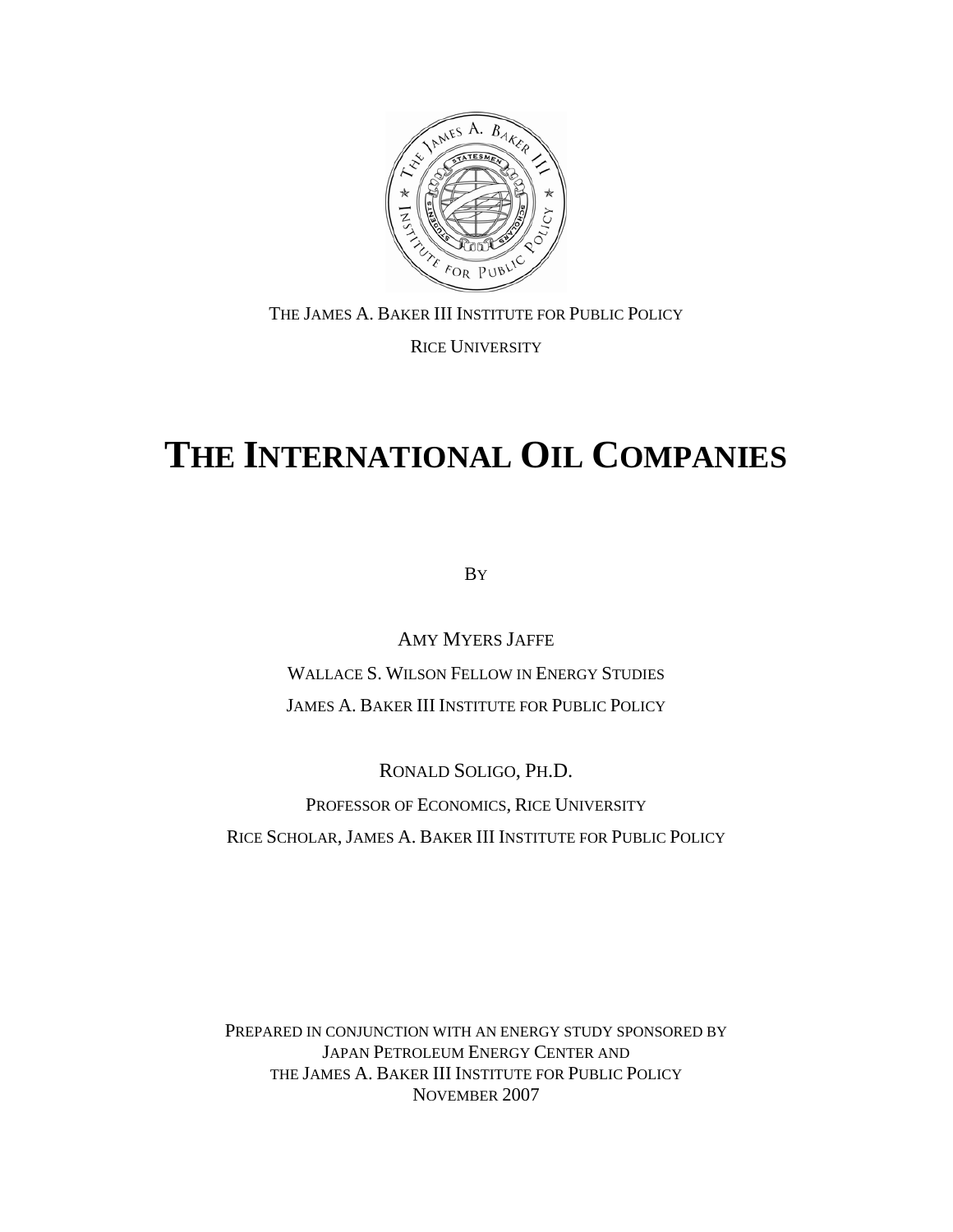THE JAMES A. BAKER III INSTITUTE FOR PUBLIC POLICY

RICE UNIVERSITY

# THE INTERNATIONAL OIL COMPANIES

BY

AMY MYERS JAFFE

WALLACE S. WILSON FELLOW IN ENERGY STUDIES

JAMES A. BAKER III INSTITUTE FOR PUBLIC POLICY

RONALD SOLIGO, PH.D.

PROFESSOR OF ECONOMICS, RICE UNIVERSITY

RICE SCHOLAR, JAMES A. BAKER III INSTITUTE FOR PUBLIC POLICY

PREPARED IN CONJUNCTION WITH AN ENERGY STUDY SPONSORED BY
JAPAN PETROLEUM ENERGY CENTER AND
THE JAMES A. BAKER III INSTITUTE FOR PUBLIC POLICY
NOVEMBER 2007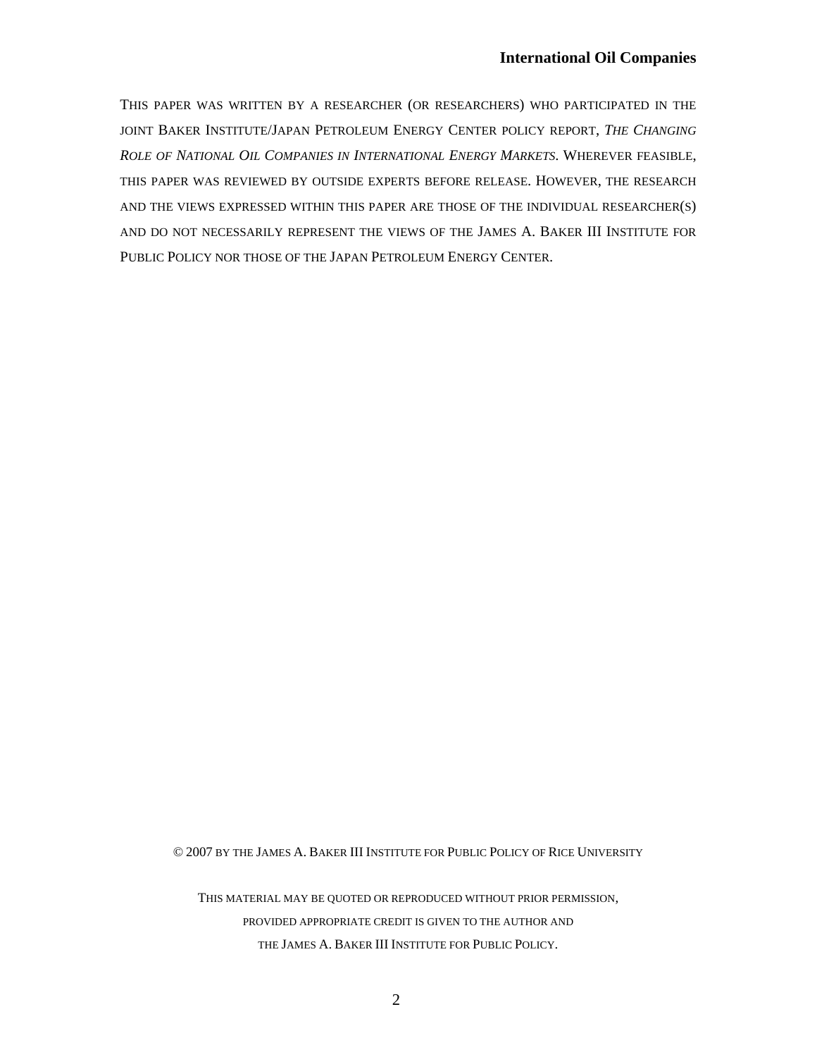This paper was written by a researcher (or researchers) who participated in the joint Baker Institute/Japan Petroleum Energy Center policy report, *The Changing Role of National Oil Companies in International Energy Markets.* Wherever feasible, this paper was reviewed by outside experts before release. However, the research and the views expressed within this paper are those of the individual researcher(s) and do not necessarily represent the views of the James A. Baker III Institute for Public Policy nor those of the Japan Petroleum Energy Center.

© 2007 by the James A. Baker III Institute for Public Policy of Rice University

This material may be quoted or reproduced without prior permission, provided appropriate credit is given to the author and the James A. Baker III Institute for Public Policy.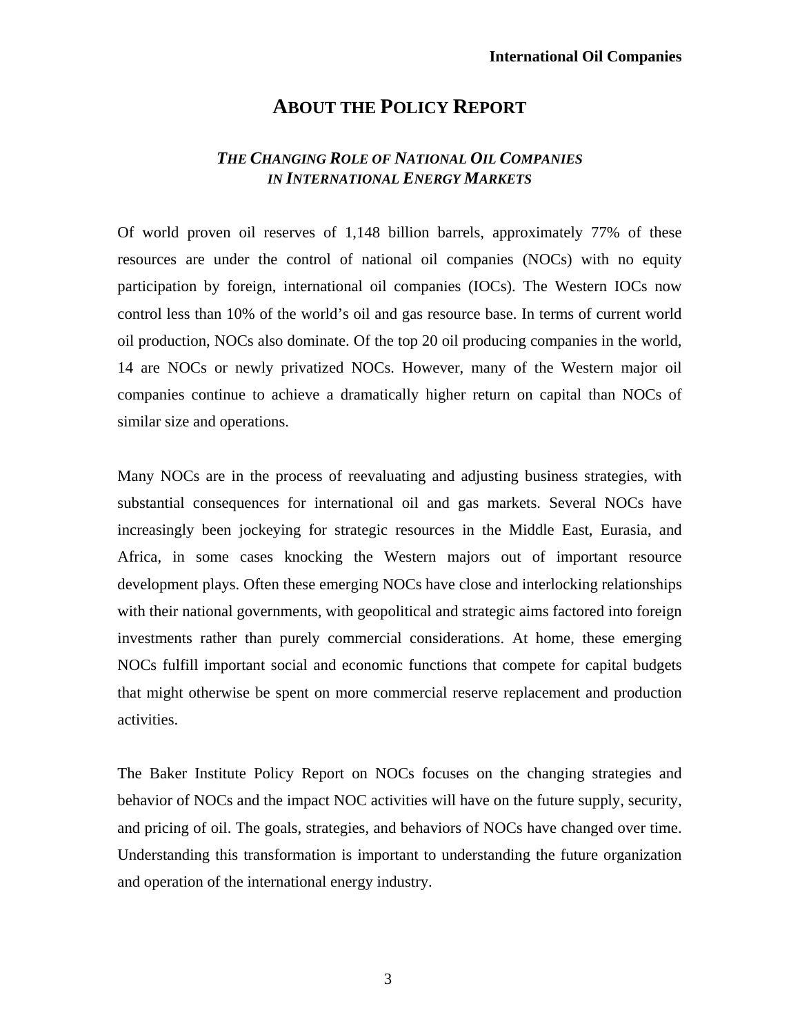# ABOUT THE POLICY REPORT

## *THE CHANGING ROLE OF NATIONAL OIL COMPANIES IN INTERNATIONAL ENERGY MARKETS*

Of world proven oil reserves of 1,148 billion barrels, approximately 77% of these resources are under the control of national oil companies (NOCs) with no equity participation by foreign, international oil companies (IOCs). The Western IOCs now control less than 10% of the world's oil and gas resource base. In terms of current world oil production, NOCs also dominate. Of the top 20 oil producing companies in the world, 14 are NOCs or newly privatized NOCs. However, many of the Western major oil companies continue to achieve a dramatically higher return on capital than NOCs of similar size and operations.

Many NOCs are in the process of reevaluating and adjusting business strategies, with substantial consequences for international oil and gas markets. Several NOCs have increasingly been jockeying for strategic resources in the Middle East, Eurasia, and Africa, in some cases knocking the Western majors out of important resource development plays. Often these emerging NOCs have close and interlocking relationships with their national governments, with geopolitical and strategic aims factored into foreign investments rather than purely commercial considerations. At home, these emerging NOCs fulfill important social and economic functions that compete for capital budgets that might otherwise be spent on more commercial reserve replacement and production activities.

The Baker Institute Policy Report on NOCs focuses on the changing strategies and behavior of NOCs and the impact NOC activities will have on the future supply, security, and pricing of oil. The goals, strategies, and behaviors of NOCs have changed over time. Understanding this transformation is important to understanding the future organization and operation of the international energy industry.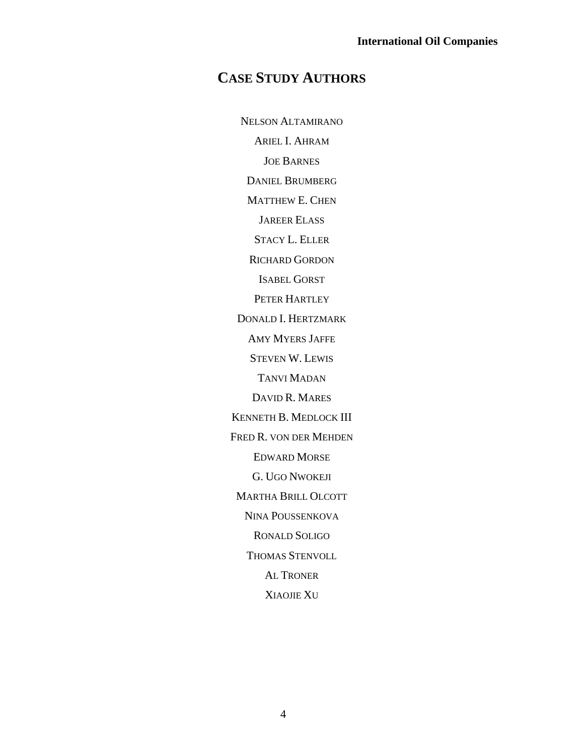## Case Study Authors

Nelson Altamirano

Ariel I. Ahram

Joe Barnes

Daniel Brumberg

Matthew E. Chen

Jareer Elass

Stacy L. Eller

Richard Gordon

Isabel Gorst

Peter Hartley

Donald I. Hertzmark

Amy Myers Jaffe

Steven W. Lewis

Tanvi Madan

David R. Mares

Kenneth B. Medlock III

Fred R. von der Mehden

Edward Morse

G. Ugo Nwokeji

Martha Brill Olcott

Nina Poussenkova

Ronald Soligo

Thomas Stenvoll

Al Troner

Xiaojie Xu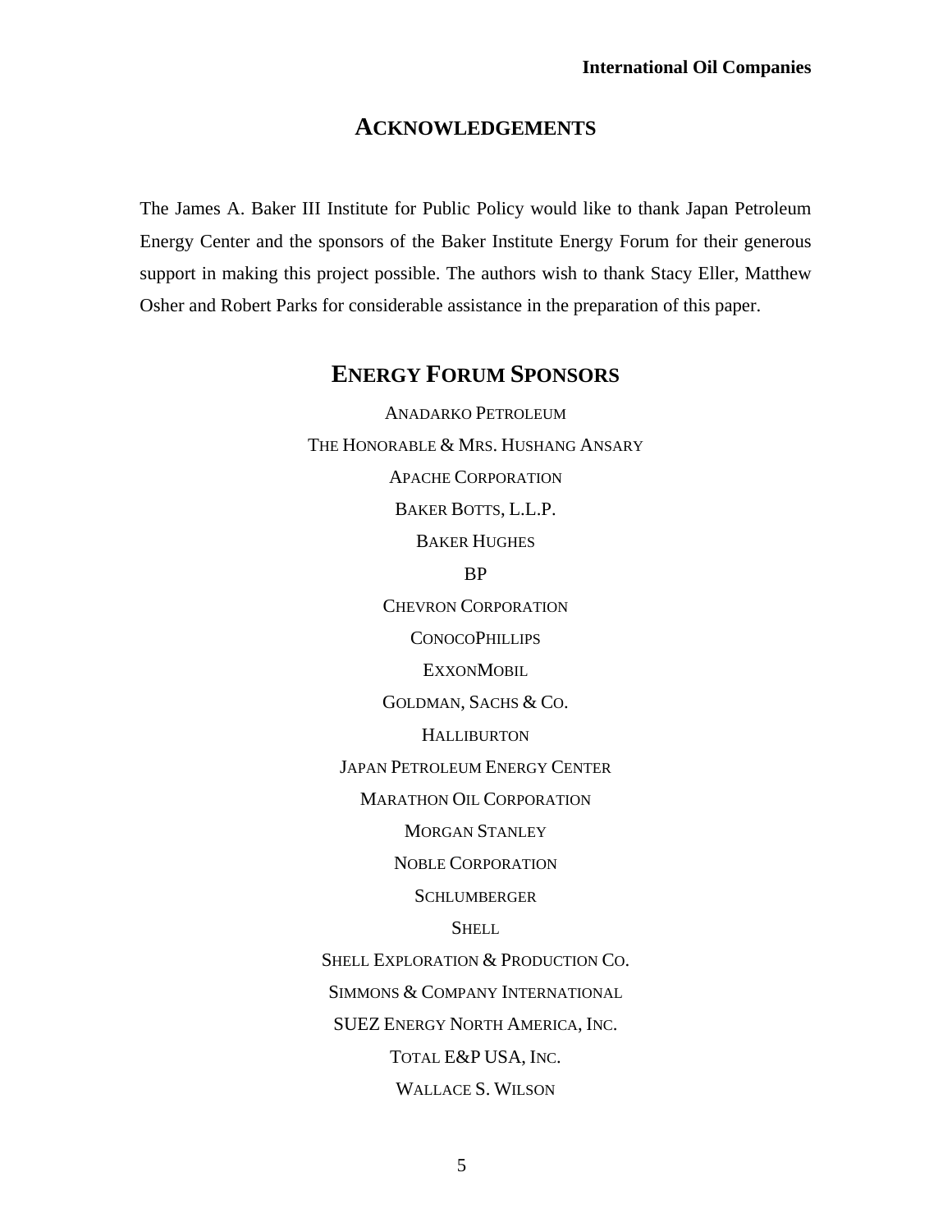## ACKNOWLEDGEMENTS

The James A. Baker III Institute for Public Policy would like to thank Japan Petroleum Energy Center and the sponsors of the Baker Institute Energy Forum for their generous support in making this project possible. The authors wish to thank Stacy Eller, Matthew Osher and Robert Parks for considerable assistance in the preparation of this paper.

## ENERGY FORUM SPONSORS

ANADARKO PETROLEUM

THE HONORABLE & MRS. HUSHANG ANSARY

APACHE CORPORATION

BAKER BOTTS, L.L.P.

BAKER HUGHES

BP

CHEVRON CORPORATION

CONOCOPHILLIPS

EXXONMOBIL

GOLDMAN, SACHS & CO.

HALLIBURTON

JAPAN PETROLEUM ENERGY CENTER

MARATHON OIL CORPORATION

MORGAN STANLEY

NOBLE CORPORATION

SCHLUMBERGER

SHELL

SHELL EXPLORATION & PRODUCTION CO.

SIMMONS & COMPANY INTERNATIONAL

SUEZ ENERGY NORTH AMERICA, INC.

TOTAL E&P USA, INC.

WALLACE S. WILSON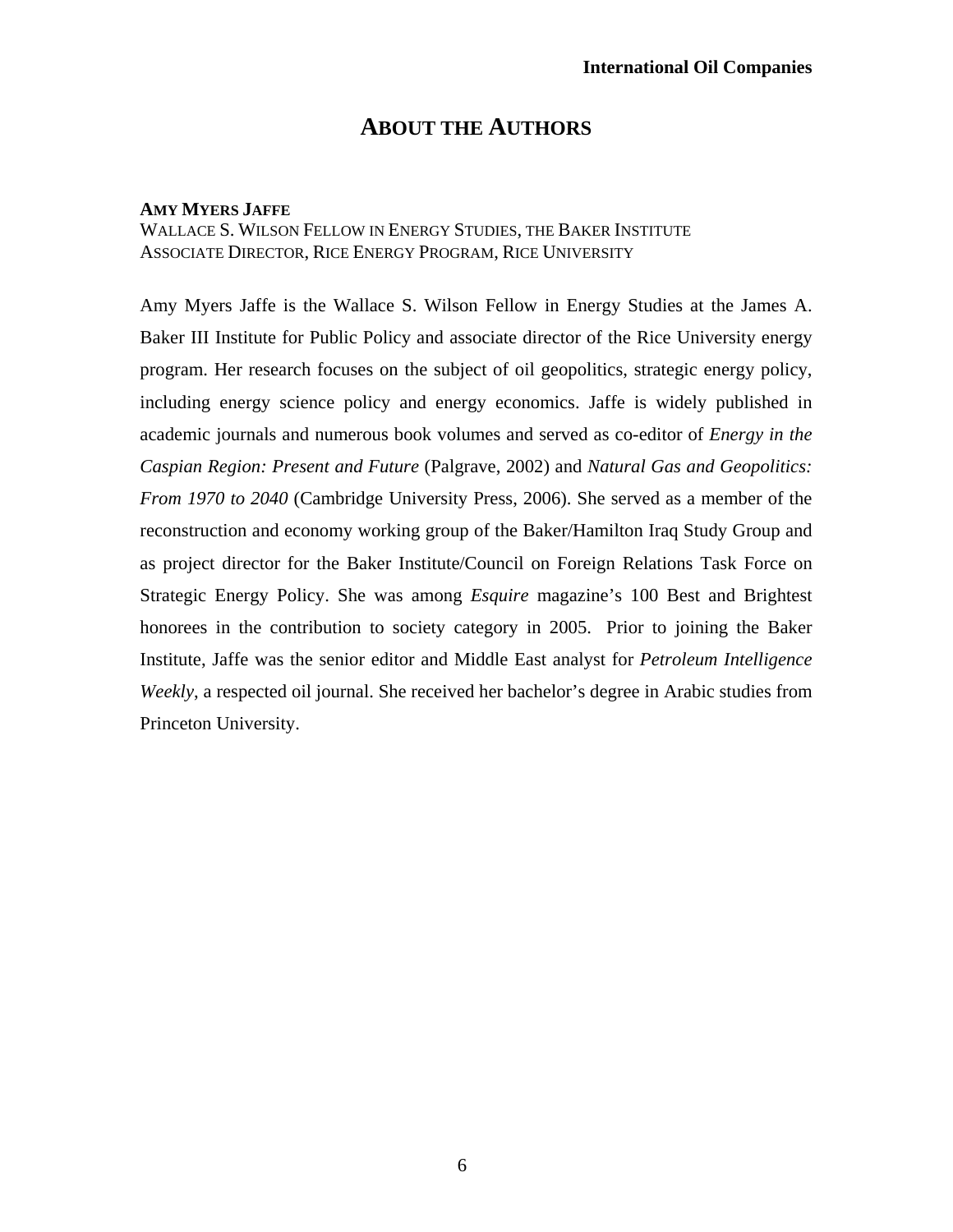# About the Authors

**Amy Myers Jaffe**
Wallace S. Wilson Fellow in Energy Studies, the Baker Institute
Associate Director, Rice Energy Program, Rice University

Amy Myers Jaffe is the Wallace S. Wilson Fellow in Energy Studies at the James A. Baker III Institute for Public Policy and associate director of the Rice University energy program. Her research focuses on the subject of oil geopolitics, strategic energy policy, including energy science policy and energy economics. Jaffe is widely published in academic journals and numerous book volumes and served as co-editor of *Energy in the Caspian Region: Present and Future* (Palgrave, 2002) and *Natural Gas and Geopolitics: From 1970 to 2040* (Cambridge University Press, 2006). She served as a member of the reconstruction and economy working group of the Baker/Hamilton Iraq Study Group and as project director for the Baker Institute/Council on Foreign Relations Task Force on Strategic Energy Policy. She was among *Esquire* magazine's 100 Best and Brightest honorees in the contribution to society category in 2005. Prior to joining the Baker Institute, Jaffe was the senior editor and Middle East analyst for *Petroleum Intelligence Weekly*, a respected oil journal. She received her bachelor's degree in Arabic studies from Princeton University.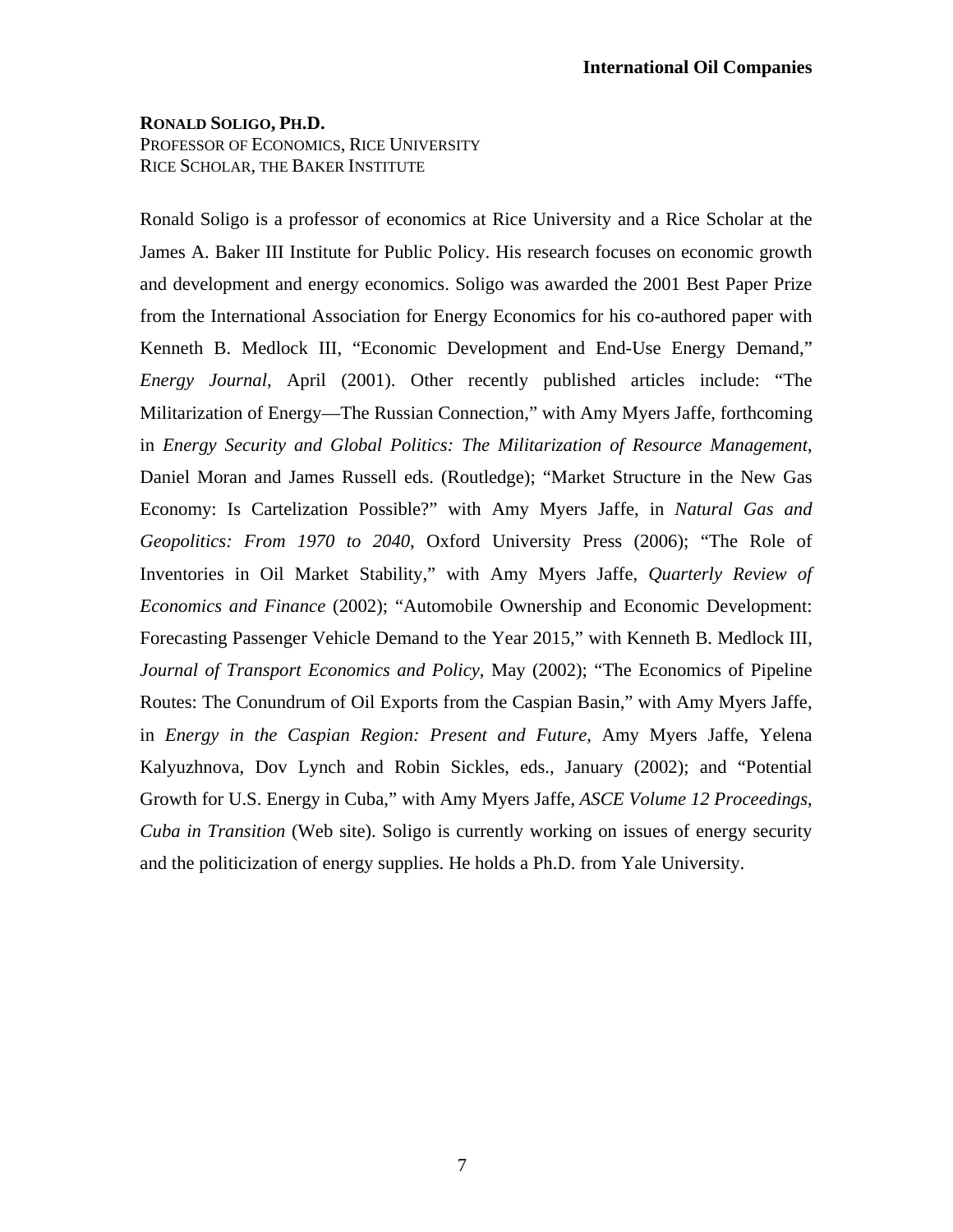**RONALD SOLIGO, PH.D.**
PROFESSOR OF ECONOMICS, RICE UNIVERSITY
RICE SCHOLAR, THE BAKER INSTITUTE

Ronald Soligo is a professor of economics at Rice University and a Rice Scholar at the James A. Baker III Institute for Public Policy. His research focuses on economic growth and development and energy economics. Soligo was awarded the 2001 Best Paper Prize from the International Association for Energy Economics for his co-authored paper with Kenneth B. Medlock III, "Economic Development and End-Use Energy Demand," *Energy Journal*, April (2001). Other recently published articles include: "The Militarization of Energy—The Russian Connection," with Amy Myers Jaffe, forthcoming in *Energy Security and Global Politics: The Militarization of Resource Management*, Daniel Moran and James Russell eds. (Routledge); "Market Structure in the New Gas Economy: Is Cartelization Possible?" with Amy Myers Jaffe, in *Natural Gas and Geopolitics: From 1970 to 2040*, Oxford University Press (2006); "The Role of Inventories in Oil Market Stability," with Amy Myers Jaffe, *Quarterly Review of Economics and Finance* (2002); "Automobile Ownership and Economic Development: Forecasting Passenger Vehicle Demand to the Year 2015," with Kenneth B. Medlock III, *Journal of Transport Economics and Policy*, May (2002); "The Economics of Pipeline Routes: The Conundrum of Oil Exports from the Caspian Basin," with Amy Myers Jaffe, in *Energy in the Caspian Region: Present and Future*, Amy Myers Jaffe, Yelena Kalyuzhnova, Dov Lynch and Robin Sickles, eds., January (2002); and "Potential Growth for U.S. Energy in Cuba," with Amy Myers Jaffe, *ASCE Volume 12 Proceedings, Cuba in Transition* (Web site). Soligo is currently working on issues of energy security and the politicization of energy supplies. He holds a Ph.D. from Yale University.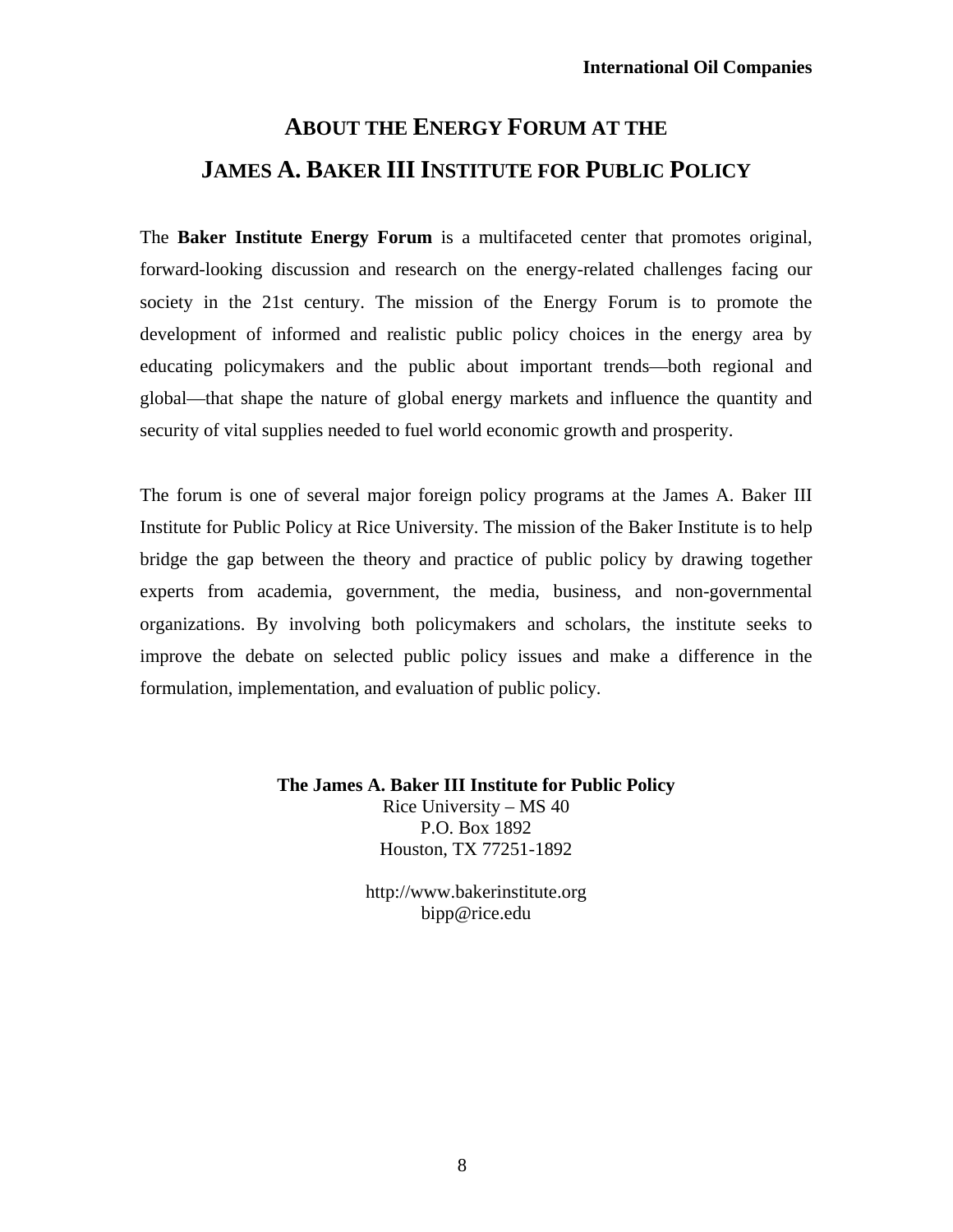# About the Energy Forum at the James A. Baker III Institute for Public Policy

The **Baker Institute Energy Forum** is a multifaceted center that promotes original, forward-looking discussion and research on the energy-related challenges facing our society in the 21st century. The mission of the Energy Forum is to promote the development of informed and realistic public policy choices in the energy area by educating policymakers and the public about important trends—both regional and global—that shape the nature of global energy markets and influence the quantity and security of vital supplies needed to fuel world economic growth and prosperity.

The forum is one of several major foreign policy programs at the James A. Baker III Institute for Public Policy at Rice University. The mission of the Baker Institute is to help bridge the gap between the theory and practice of public policy by drawing together experts from academia, government, the media, business, and non-governmental organizations. By involving both policymakers and scholars, the institute seeks to improve the debate on selected public policy issues and make a difference in the formulation, implementation, and evaluation of public policy.

**The James A. Baker III Institute for Public Policy**
Rice University – MS 40
P.O. Box 1892
Houston, TX 77251-1892

http://www.bakerinstitute.org
bipp@rice.edu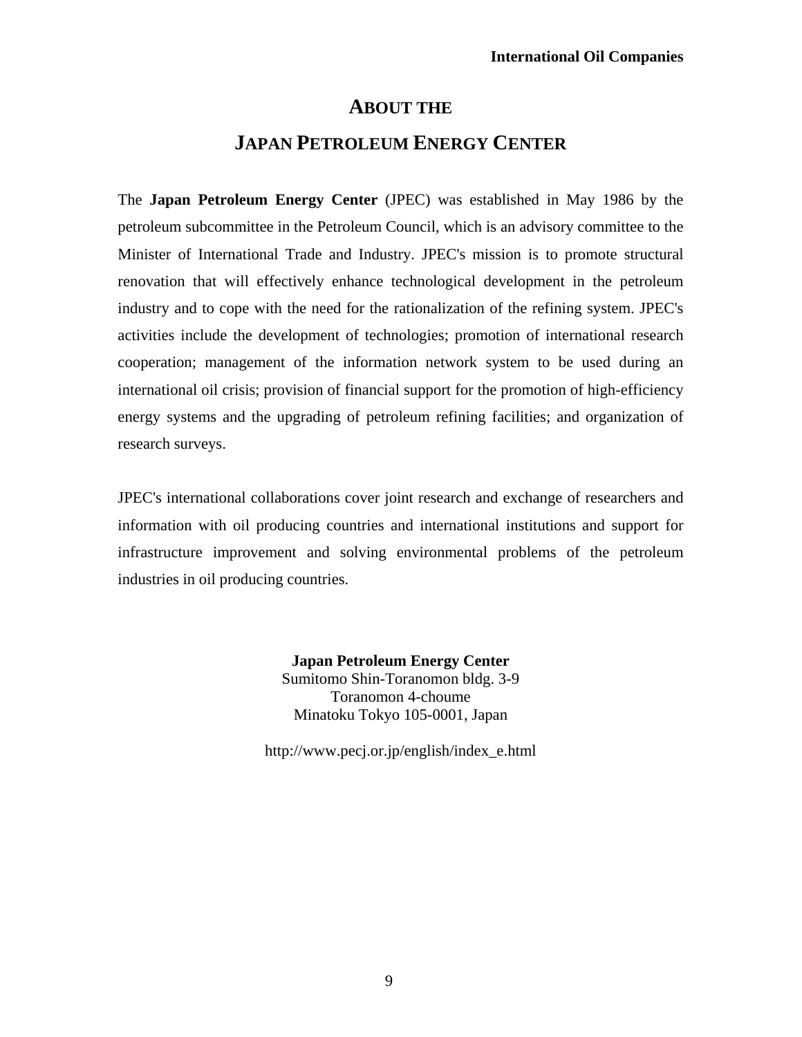# About the Japan Petroleum Energy Center

The **Japan Petroleum Energy Center** (JPEC) was established in May 1986 by the petroleum subcommittee in the Petroleum Council, which is an advisory committee to the Minister of International Trade and Industry. JPEC's mission is to promote structural renovation that will effectively enhance technological development in the petroleum industry and to cope with the need for the rationalization of the refining system. JPEC's activities include the development of technologies; promotion of international research cooperation; management of the information network system to be used during an international oil crisis; provision of financial support for the promotion of high-efficiency energy systems and the upgrading of petroleum refining facilities; and organization of research surveys.

JPEC's international collaborations cover joint research and exchange of researchers and information with oil producing countries and international institutions and support for infrastructure improvement and solving environmental problems of the petroleum industries in oil producing countries.

**Japan Petroleum Energy Center**
Sumitomo Shin-Toranomon bldg. 3-9
Toranomon 4-choume
Minatoku Tokyo 105-0001, Japan

http://www.pecj.or.jp/english/index_e.html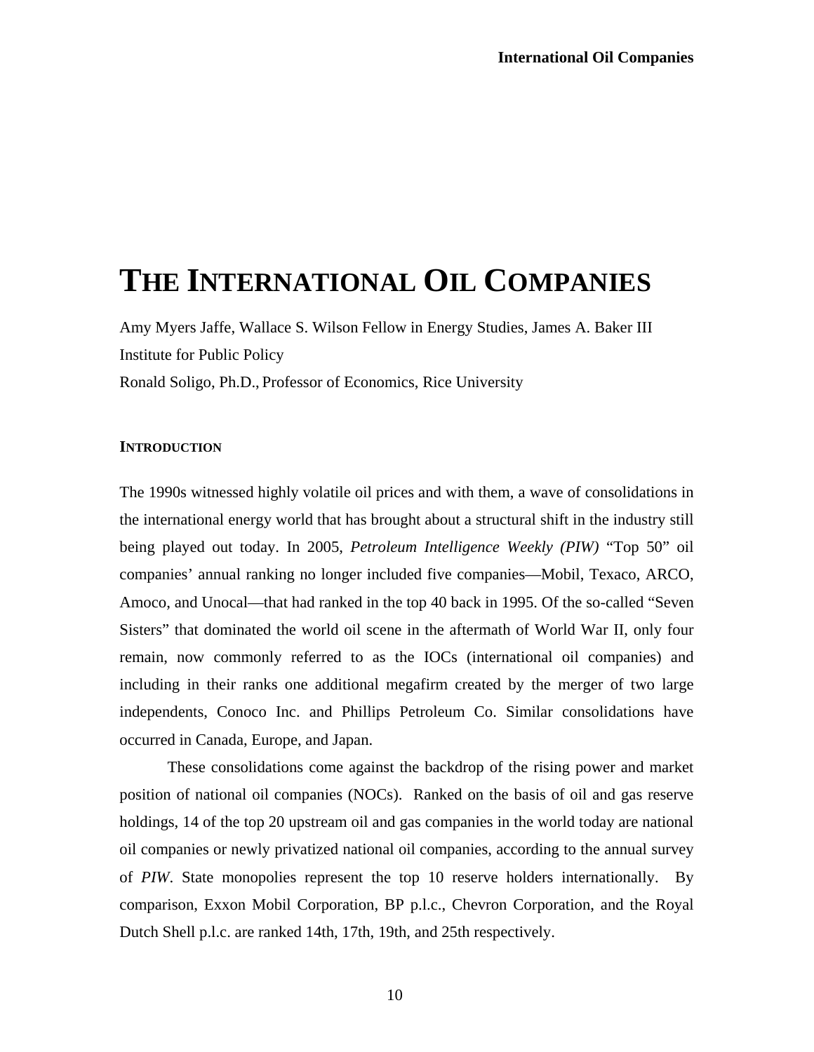# THE INTERNATIONAL OIL COMPANIES

Amy Myers Jaffe, Wallace S. Wilson Fellow in Energy Studies, James A. Baker III Institute for Public Policy

Ronald Soligo, Ph.D., Professor of Economics, Rice University

## INTRODUCTION

The 1990s witnessed highly volatile oil prices and with them, a wave of consolidations in the international energy world that has brought about a structural shift in the industry still being played out today. In 2005, *Petroleum Intelligence Weekly (PIW)* "Top 50" oil companies' annual ranking no longer included five companies—Mobil, Texaco, ARCO, Amoco, and Unocal—that had ranked in the top 40 back in 1995. Of the so-called "Seven Sisters" that dominated the world oil scene in the aftermath of World War II, only four remain, now commonly referred to as the IOCs (international oil companies) and including in their ranks one additional megafirm created by the merger of two large independents, Conoco Inc. and Phillips Petroleum Co. Similar consolidations have occurred in Canada, Europe, and Japan.

These consolidations come against the backdrop of the rising power and market position of national oil companies (NOCs). Ranked on the basis of oil and gas reserve holdings, 14 of the top 20 upstream oil and gas companies in the world today are national oil companies or newly privatized national oil companies, according to the annual survey of *PIW*. State monopolies represent the top 10 reserve holders internationally. By comparison, Exxon Mobil Corporation, BP p.l.c., Chevron Corporation, and the Royal Dutch Shell p.l.c. are ranked 14th, 17th, 19th, and 25th respectively.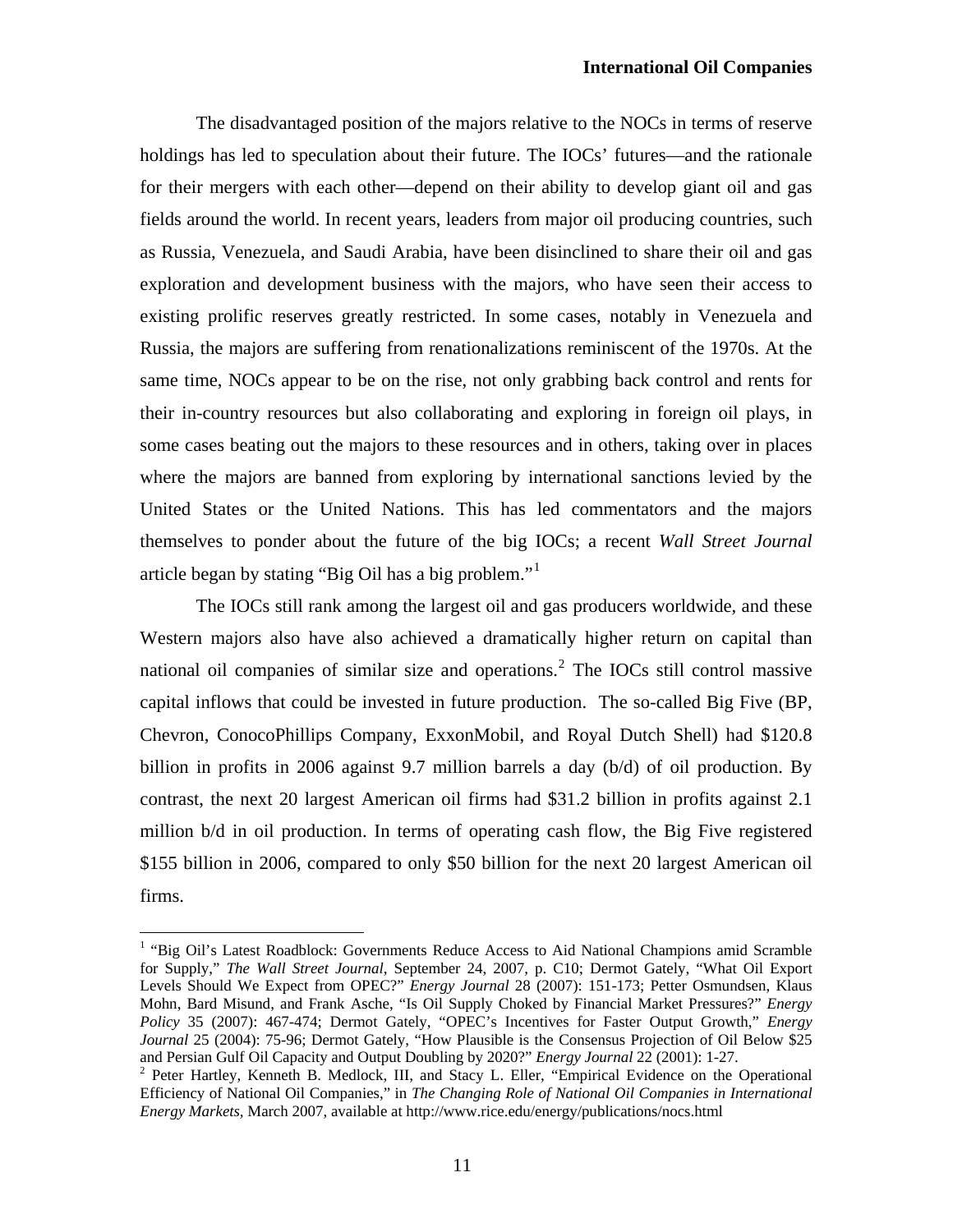The disadvantaged position of the majors relative to the NOCs in terms of reserve holdings has led to speculation about their future. The IOCs' futures—and the rationale for their mergers with each other—depend on their ability to develop giant oil and gas fields around the world. In recent years, leaders from major oil producing countries, such as Russia, Venezuela, and Saudi Arabia, have been disinclined to share their oil and gas exploration and development business with the majors, who have seen their access to existing prolific reserves greatly restricted. In some cases, notably in Venezuela and Russia, the majors are suffering from renationalizations reminiscent of the 1970s. At the same time, NOCs appear to be on the rise, not only grabbing back control and rents for their in-country resources but also collaborating and exploring in foreign oil plays, in some cases beating out the majors to these resources and in others, taking over in places where the majors are banned from exploring by international sanctions levied by the United States or the United Nations. This has led commentators and the majors themselves to ponder about the future of the big IOCs; a recent *Wall Street Journal* article began by stating "Big Oil has a big problem."[1]

The IOCs still rank among the largest oil and gas producers worldwide, and these Western majors also have also achieved a dramatically higher return on capital than national oil companies of similar size and operations.[2] The IOCs still control massive capital inflows that could be invested in future production. The so-called Big Five (BP, Chevron, ConocoPhillips Company, ExxonMobil, and Royal Dutch Shell) had $120.8 billion in profits in 2006 against 9.7 million barrels a day (b/d) of oil production. By contrast, the next 20 largest American oil firms had $31.2 billion in profits against 2.1 million b/d in oil production. In terms of operating cash flow, the Big Five registered $155 billion in 2006, compared to only $50 billion for the next 20 largest American oil firms.

---

[1] "Big Oil's Latest Roadblock: Governments Reduce Access to Aid National Champions amid Scramble for Supply," *The Wall Street Journal*, September 24, 2007, p. C10; Dermot Gately, "What Oil Export Levels Should We Expect from OPEC?" *Energy Journal* 28 (2007): 151-173; Petter Osmundsen, Klaus Mohn, Bard Misund, and Frank Asche, "Is Oil Supply Choked by Financial Market Pressures?" *Energy Policy* 35 (2007): 467-474; Dermot Gately, "OPEC's Incentives for Faster Output Growth," *Energy Journal* 25 (2004): 75-96; Dermot Gately, "How Plausible is the Consensus Projection of Oil Below $25 and Persian Gulf Oil Capacity and Output Doubling by 2020?" *Energy Journal* 22 (2001): 1-27.

[2] Peter Hartley, Kenneth B. Medlock, III, and Stacy L. Eller, "Empirical Evidence on the Operational Efficiency of National Oil Companies," in *The Changing Role of National Oil Companies in International Energy Markets*, March 2007, available at http://www.rice.edu/energy/publications/nocs.html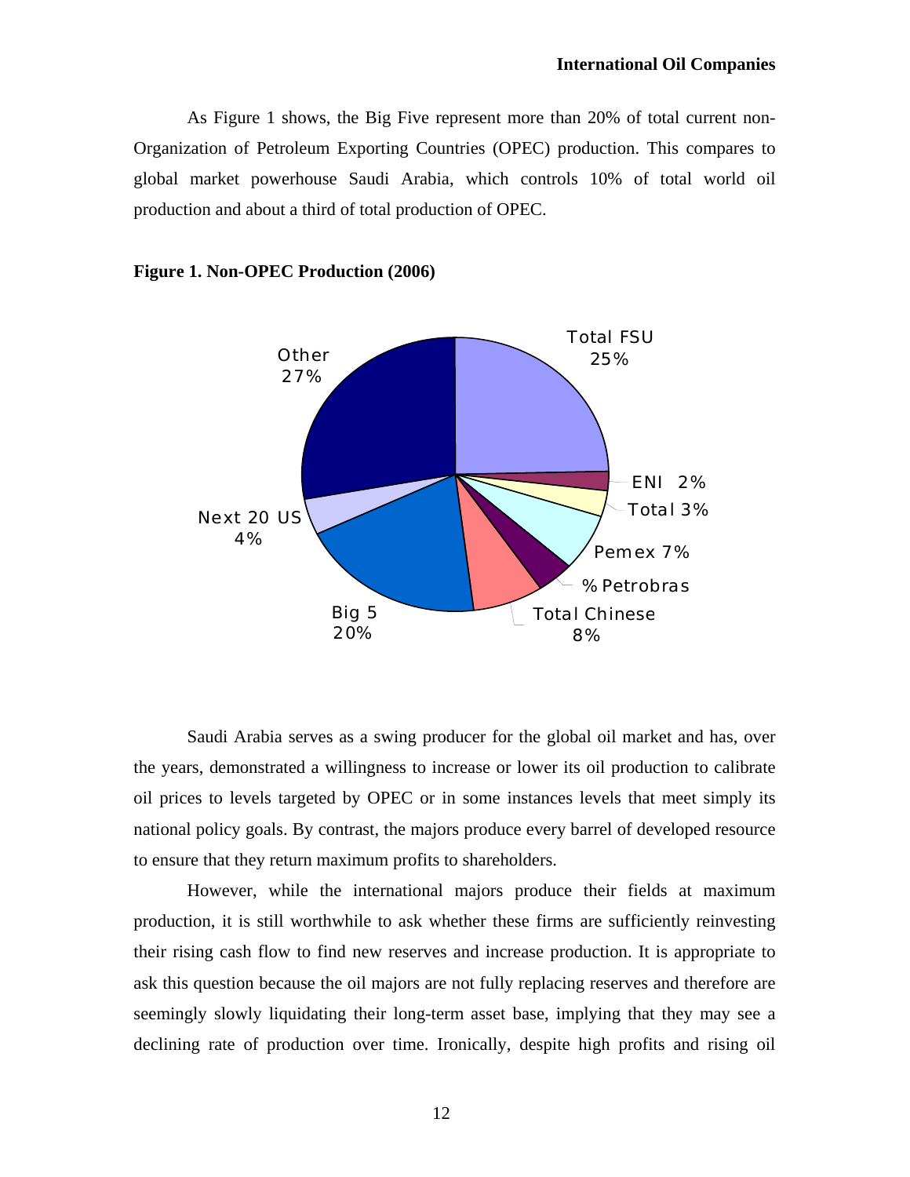As Figure 1 shows, the Big Five represent more than 20% of total current non-Organization of Petroleum Exporting Countries (OPEC) production. This compares to global market powerhouse Saudi Arabia, which controls 10% of total world oil production and about a third of total production of OPEC.

**Figure 1. Non-OPEC Production (2006)**

Saudi Arabia serves as a swing producer for the global oil market and has, over the years, demonstrated a willingness to increase or lower its oil production to calibrate oil prices to levels targeted by OPEC or in some instances levels that meet simply its national policy goals. By contrast, the majors produce every barrel of developed resource to ensure that they return maximum profits to shareholders.

However, while the international majors produce their fields at maximum production, it is still worthwhile to ask whether these firms are sufficiently reinvesting their rising cash flow to find new reserves and increase production. It is appropriate to ask this question because the oil majors are not fully replacing reserves and therefore are seemingly slowly liquidating their long-term asset base, implying that they may see a declining rate of production over time. Ironically, despite high profits and rising oil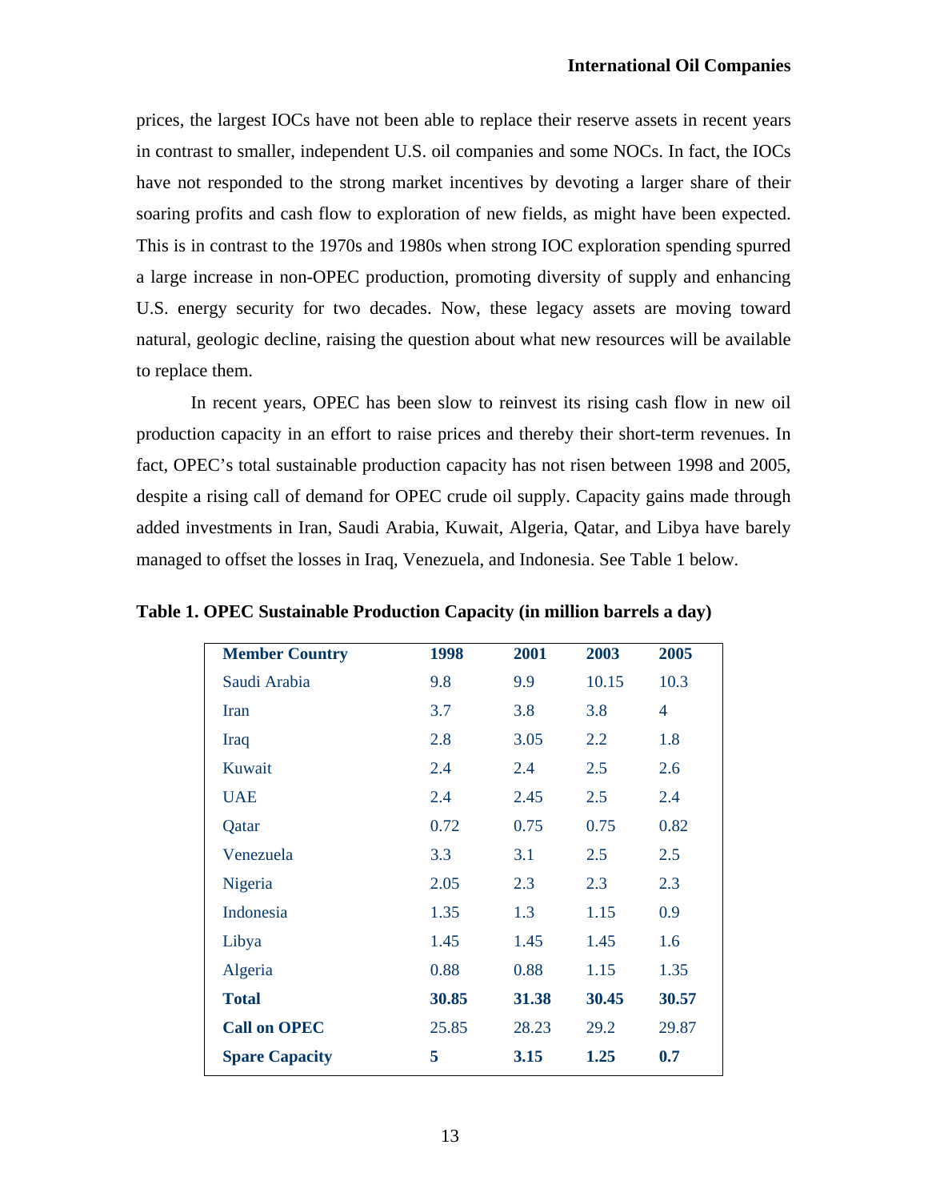prices, the largest IOCs have not been able to replace their reserve assets in recent years in contrast to smaller, independent U.S. oil companies and some NOCs. In fact, the IOCs have not responded to the strong market incentives by devoting a larger share of their soaring profits and cash flow to exploration of new fields, as might have been expected. This is in contrast to the 1970s and 1980s when strong IOC exploration spending spurred a large increase in non-OPEC production, promoting diversity of supply and enhancing U.S. energy security for two decades. Now, these legacy assets are moving toward natural, geologic decline, raising the question about what new resources will be available to replace them.

In recent years, OPEC has been slow to reinvest its rising cash flow in new oil production capacity in an effort to raise prices and thereby their short-term revenues. In fact, OPEC's total sustainable production capacity has not risen between 1998 and 2005, despite a rising call of demand for OPEC crude oil supply. Capacity gains made through added investments in Iran, Saudi Arabia, Kuwait, Algeria, Qatar, and Libya have barely managed to offset the losses in Iraq, Venezuela, and Indonesia. See Table 1 below.

**Table 1. OPEC Sustainable Production Capacity (in million barrels a day)**

| Member Country | 1998 | 2001 | 2003 | 2005 |
|---|---|---|---|---|
| Saudi Arabia | 9.8 | 9.9 | 10.15 | 10.3 |
| Iran | 3.7 | 3.8 | 3.8 | 4 |
| Iraq | 2.8 | 3.05 | 2.2 | 1.8 |
| Kuwait | 2.4 | 2.4 | 2.5 | 2.6 |
| UAE | 2.4 | 2.45 | 2.5 | 2.4 |
| Qatar | 0.72 | 0.75 | 0.75 | 0.82 |
| Venezuela | 3.3 | 3.1 | 2.5 | 2.5 |
| Nigeria | 2.05 | 2.3 | 2.3 | 2.3 |
| Indonesia | 1.35 | 1.3 | 1.15 | 0.9 |
| Libya | 1.45 | 1.45 | 1.45 | 1.6 |
| Algeria | 0.88 | 0.88 | 1.15 | 1.35 |
| **Total** | **30.85** | **31.38** | **30.45** | **30.57** |
| **Call on OPEC** | 25.85 | 28.23 | 29.2 | 29.87 |
| **Spare Capacity** | **5** | **3.15** | **1.25** | **0.7** |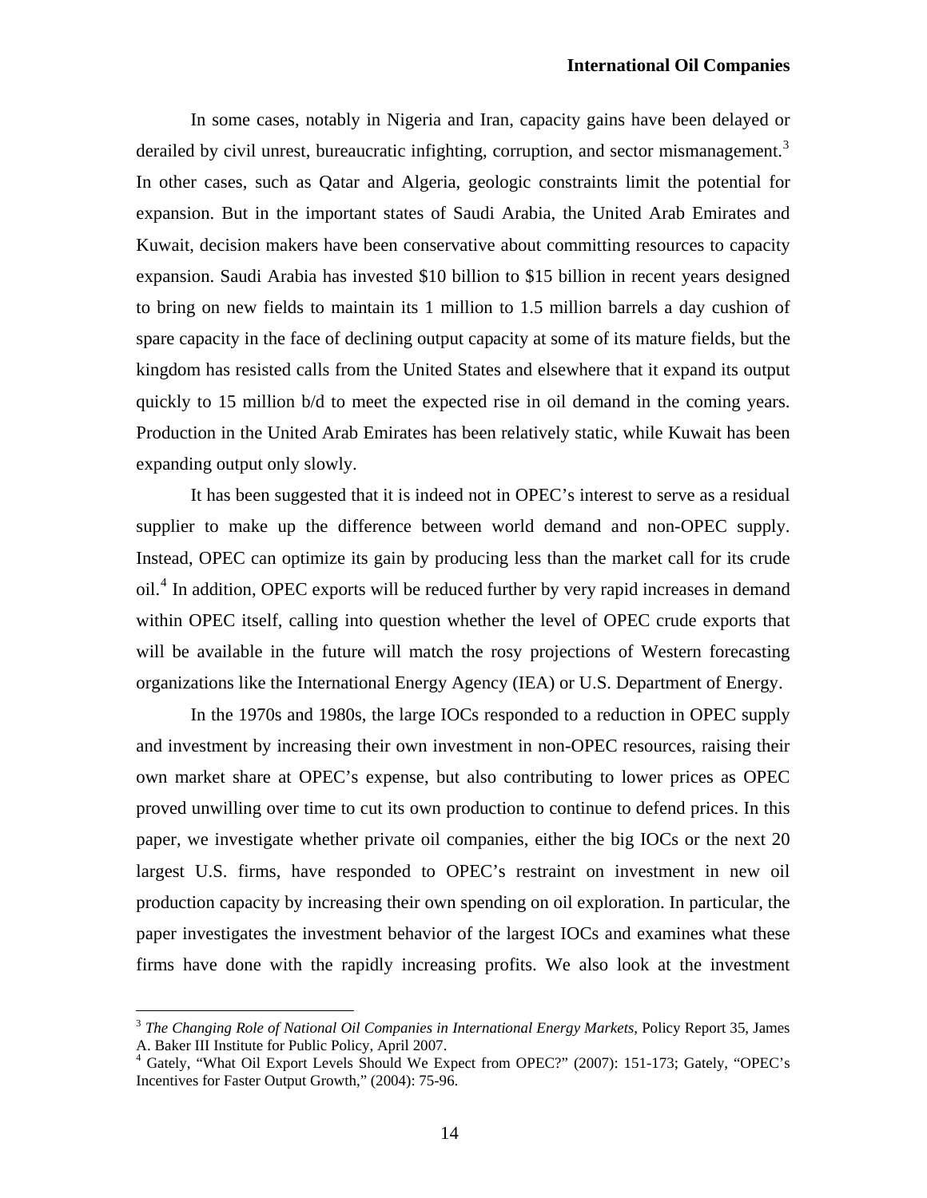In some cases, notably in Nigeria and Iran, capacity gains have been delayed or derailed by civil unrest, bureaucratic infighting, corruption, and sector mismanagement.[3] In other cases, such as Qatar and Algeria, geologic constraints limit the potential for expansion. But in the important states of Saudi Arabia, the United Arab Emirates and Kuwait, decision makers have been conservative about committing resources to capacity expansion. Saudi Arabia has invested $10 billion to $15 billion in recent years designed to bring on new fields to maintain its 1 million to 1.5 million barrels a day cushion of spare capacity in the face of declining output capacity at some of its mature fields, but the kingdom has resisted calls from the United States and elsewhere that it expand its output quickly to 15 million b/d to meet the expected rise in oil demand in the coming years. Production in the United Arab Emirates has been relatively static, while Kuwait has been expanding output only slowly.

It has been suggested that it is indeed not in OPEC's interest to serve as a residual supplier to make up the difference between world demand and non-OPEC supply. Instead, OPEC can optimize its gain by producing less than the market call for its crude oil.[4] In addition, OPEC exports will be reduced further by very rapid increases in demand within OPEC itself, calling into question whether the level of OPEC crude exports that will be available in the future will match the rosy projections of Western forecasting organizations like the International Energy Agency (IEA) or U.S. Department of Energy.

In the 1970s and 1980s, the large IOCs responded to a reduction in OPEC supply and investment by increasing their own investment in non-OPEC resources, raising their own market share at OPEC's expense, but also contributing to lower prices as OPEC proved unwilling over time to cut its own production to continue to defend prices. In this paper, we investigate whether private oil companies, either the big IOCs or the next 20 largest U.S. firms, have responded to OPEC's restraint on investment in new oil production capacity by increasing their own spending on oil exploration. In particular, the paper investigates the investment behavior of the largest IOCs and examines what these firms have done with the rapidly increasing profits. We also look at the investment

---

[3] *The Changing Role of National Oil Companies in International Energy Markets*, Policy Report 35, James A. Baker III Institute for Public Policy, April 2007.

[4] Gately, "What Oil Export Levels Should We Expect from OPEC?" (2007): 151-173; Gately, "OPEC's Incentives for Faster Output Growth," (2004): 75-96.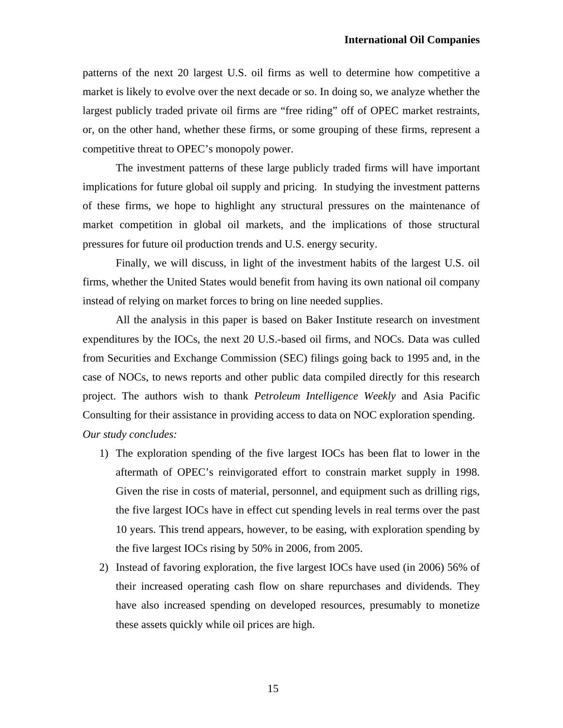patterns of the next 20 largest U.S. oil firms as well to determine how competitive a market is likely to evolve over the next decade or so. In doing so, we analyze whether the largest publicly traded private oil firms are "free riding" off of OPEC market restraints, or, on the other hand, whether these firms, or some grouping of these firms, represent a competitive threat to OPEC's monopoly power.

The investment patterns of these large publicly traded firms will have important implications for future global oil supply and pricing. In studying the investment patterns of these firms, we hope to highlight any structural pressures on the maintenance of market competition in global oil markets, and the implications of those structural pressures for future oil production trends and U.S. energy security.

Finally, we will discuss, in light of the investment habits of the largest U.S. oil firms, whether the United States would benefit from having its own national oil company instead of relying on market forces to bring on line needed supplies.

All the analysis in this paper is based on Baker Institute research on investment expenditures by the IOCs, the next 20 U.S.-based oil firms, and NOCs. Data was culled from Securities and Exchange Commission (SEC) filings going back to 1995 and, in the case of NOCs, to news reports and other public data compiled directly for this research project. The authors wish to thank *Petroleum Intelligence Weekly* and Asia Pacific Consulting for their assistance in providing access to data on NOC exploration spending.

*Our study concludes:*

1) The exploration spending of the five largest IOCs has been flat to lower in the aftermath of OPEC's reinvigorated effort to constrain market supply in 1998. Given the rise in costs of material, personnel, and equipment such as drilling rigs, the five largest IOCs have in effect cut spending levels in real terms over the past 10 years. This trend appears, however, to be easing, with exploration spending by the five largest IOCs rising by 50% in 2006, from 2005.
2) Instead of favoring exploration, the five largest IOCs have used (in 2006) 56% of their increased operating cash flow on share repurchases and dividends. They have also increased spending on developed resources, presumably to monetize these assets quickly while oil prices are high.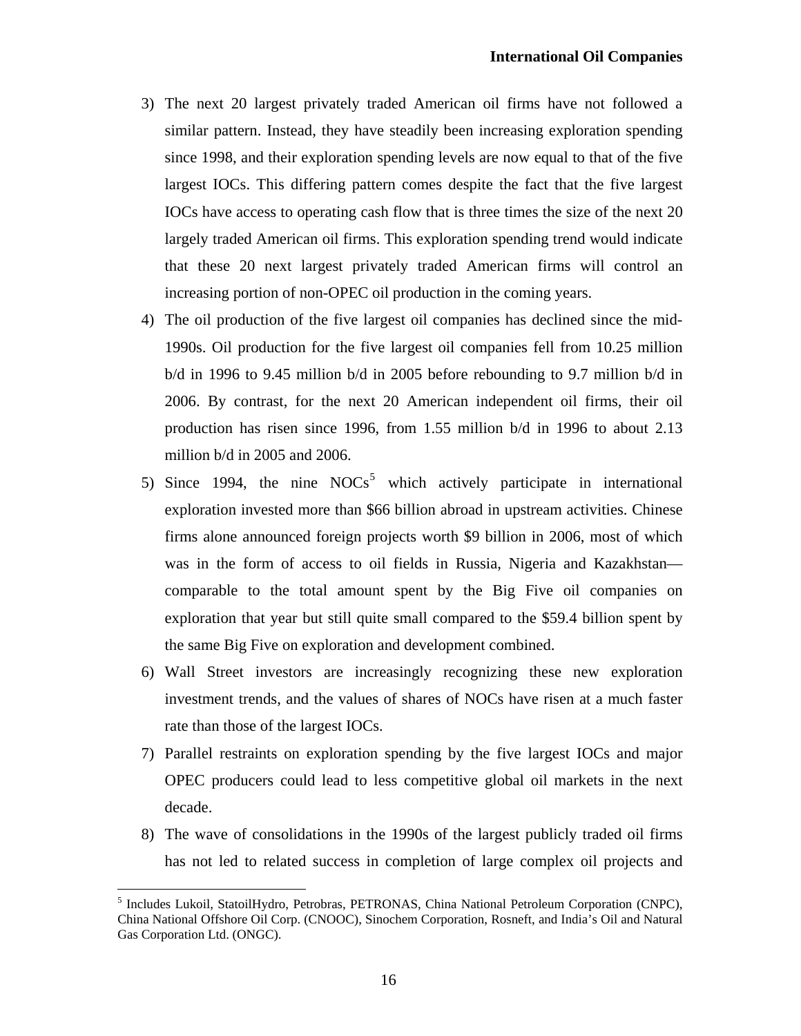3) The next 20 largest privately traded American oil firms have not followed a similar pattern. Instead, they have steadily been increasing exploration spending since 1998, and their exploration spending levels are now equal to that of the five largest IOCs. This differing pattern comes despite the fact that the five largest IOCs have access to operating cash flow that is three times the size of the next 20 largely traded American oil firms. This exploration spending trend would indicate that these 20 next largest privately traded American firms will control an increasing portion of non-OPEC oil production in the coming years.
4) The oil production of the five largest oil companies has declined since the mid-1990s. Oil production for the five largest oil companies fell from 10.25 million b/d in 1996 to 9.45 million b/d in 2005 before rebounding to 9.7 million b/d in 2006. By contrast, for the next 20 American independent oil firms, their oil production has risen since 1996, from 1.55 million b/d in 1996 to about 2.13 million b/d in 2005 and 2006.
5) Since 1994, the nine NOCs[5] which actively participate in international exploration invested more than $66 billion abroad in upstream activities. Chinese firms alone announced foreign projects worth $9 billion in 2006, most of which was in the form of access to oil fields in Russia, Nigeria and Kazakhstan—comparable to the total amount spent by the Big Five oil companies on exploration that year but still quite small compared to the $59.4 billion spent by the same Big Five on exploration and development combined.
6) Wall Street investors are increasingly recognizing these new exploration investment trends, and the values of shares of NOCs have risen at a much faster rate than those of the largest IOCs.
7) Parallel restraints on exploration spending by the five largest IOCs and major OPEC producers could lead to less competitive global oil markets in the next decade.
8) The wave of consolidations in the 1990s of the largest publicly traded oil firms has not led to related success in completion of large complex oil projects and

[5] Includes Lukoil, StatoilHydro, Petrobras, PETRONAS, China National Petroleum Corporation (CNPC), China National Offshore Oil Corp. (CNOOC), Sinochem Corporation, Rosneft, and India's Oil and Natural Gas Corporation Ltd. (ONGC).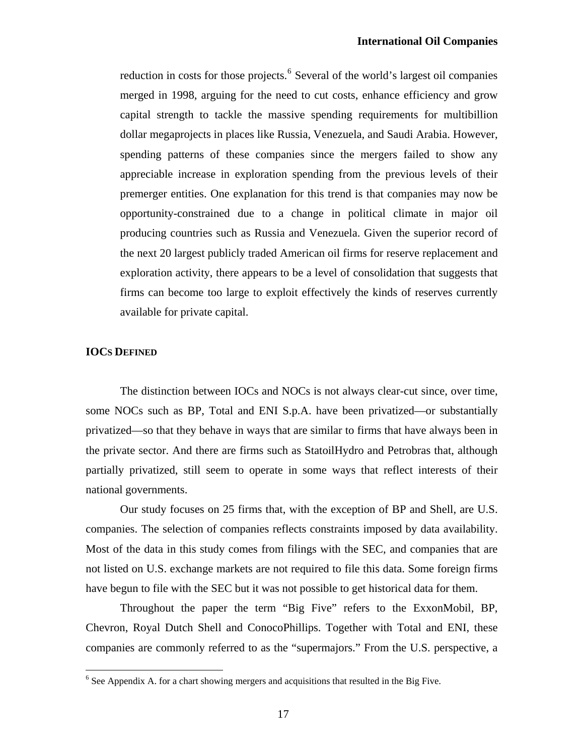reduction in costs for those projects.[6] Several of the world's largest oil companies merged in 1998, arguing for the need to cut costs, enhance efficiency and grow capital strength to tackle the massive spending requirements for multibillion dollar megaprojects in places like Russia, Venezuela, and Saudi Arabia. However, spending patterns of these companies since the mergers failed to show any appreciable increase in exploration spending from the previous levels of their premerger entities. One explanation for this trend is that companies may now be opportunity-constrained due to a change in political climate in major oil producing countries such as Russia and Venezuela. Given the superior record of the next 20 largest publicly traded American oil firms for reserve replacement and exploration activity, there appears to be a level of consolidation that suggests that firms can become too large to exploit effectively the kinds of reserves currently available for private capital.

## IOCs Defined

The distinction between IOCs and NOCs is not always clear-cut since, over time, some NOCs such as BP, Total and ENI S.p.A. have been privatized—or substantially privatized—so that they behave in ways that are similar to firms that have always been in the private sector. And there are firms such as StatoilHydro and Petrobras that, although partially privatized, still seem to operate in some ways that reflect interests of their national governments.

Our study focuses on 25 firms that, with the exception of BP and Shell, are U.S. companies. The selection of companies reflects constraints imposed by data availability. Most of the data in this study comes from filings with the SEC, and companies that are not listed on U.S. exchange markets are not required to file this data. Some foreign firms have begun to file with the SEC but it was not possible to get historical data for them.

Throughout the paper the term "Big Five" refers to the ExxonMobil, BP, Chevron, Royal Dutch Shell and ConocoPhillips. Together with Total and ENI, these companies are commonly referred to as the "supermajors." From the U.S. perspective, a

---

[6] See Appendix A. for a chart showing mergers and acquisitions that resulted in the Big Five.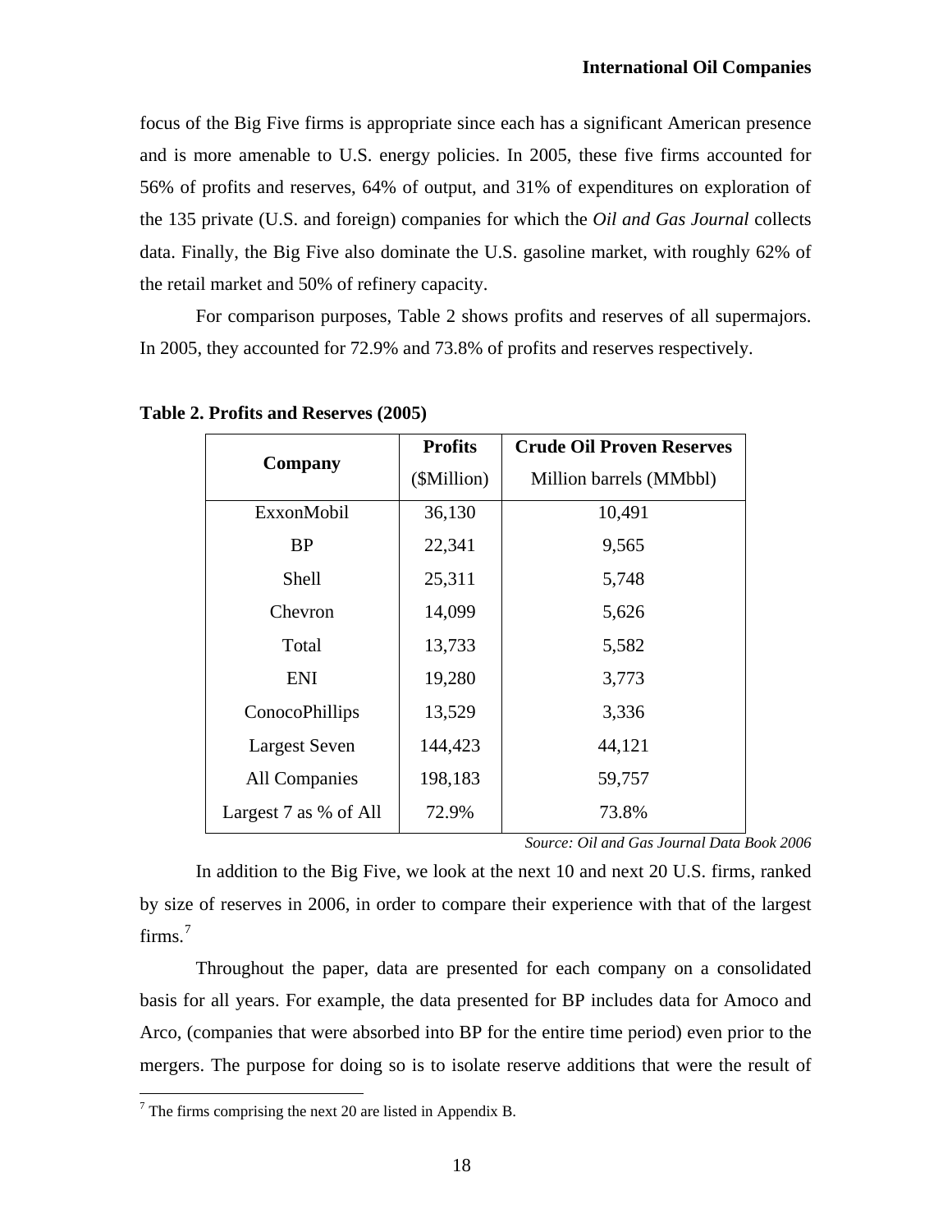focus of the Big Five firms is appropriate since each has a significant American presence and is more amenable to U.S. energy policies. In 2005, these five firms accounted for 56% of profits and reserves, 64% of output, and 31% of expenditures on exploration of the 135 private (U.S. and foreign) companies for which the *Oil and Gas Journal* collects data. Finally, the Big Five also dominate the U.S. gasoline market, with roughly 62% of the retail market and 50% of refinery capacity.

For comparison purposes, Table 2 shows profits and reserves of all supermajors. In 2005, they accounted for 72.9% and 73.8% of profits and reserves respectively.

**Table 2. Profits and Reserves (2005)**

| Company | Profits ($Million) | Crude Oil Proven Reserves Million barrels (MMbbl) |
|---|---|---|
| ExxonMobil | 36,130 | 10,491 |
| BP | 22,341 | 9,565 |
| Shell | 25,311 | 5,748 |
| Chevron | 14,099 | 5,626 |
| Total | 13,733 | 5,582 |
| ENI | 19,280 | 3,773 |
| ConocoPhillips | 13,529 | 3,336 |
| Largest Seven | 144,423 | 44,121 |
| All Companies | 198,183 | 59,757 |
| Largest 7 as % of All | 72.9% | 73.8% |

*Source: Oil and Gas Journal Data Book 2006*

In addition to the Big Five, we look at the next 10 and next 20 U.S. firms, ranked by size of reserves in 2006, in order to compare their experience with that of the largest firms.[7]

Throughout the paper, data are presented for each company on a consolidated basis for all years. For example, the data presented for BP includes data for Amoco and Arco, (companies that were absorbed into BP for the entire time period) even prior to the mergers. The purpose for doing so is to isolate reserve additions that were the result of

[7] The firms comprising the next 20 are listed in Appendix B.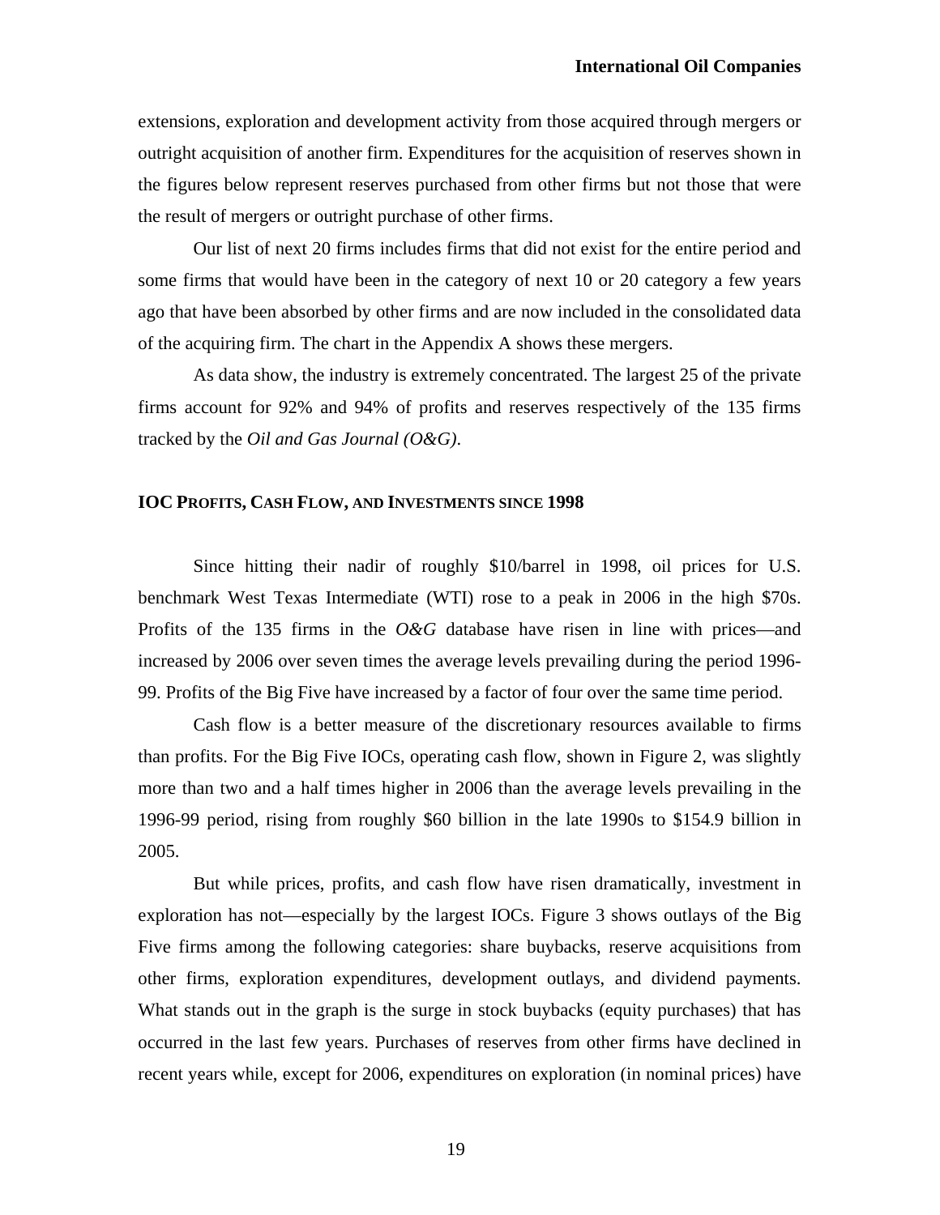extensions, exploration and development activity from those acquired through mergers or outright acquisition of another firm. Expenditures for the acquisition of reserves shown in the figures below represent reserves purchased from other firms but not those that were the result of mergers or outright purchase of other firms.

Our list of next 20 firms includes firms that did not exist for the entire period and some firms that would have been in the category of next 10 or 20 category a few years ago that have been absorbed by other firms and are now included in the consolidated data of the acquiring firm. The chart in the Appendix A shows these mergers.

As data show, the industry is extremely concentrated. The largest 25 of the private firms account for 92% and 94% of profits and reserves respectively of the 135 firms tracked by the *Oil and Gas Journal (O&G)*.

## IOC PROFITS, CASH FLOW, AND INVESTMENTS SINCE 1998

Since hitting their nadir of roughly $10/barrel in 1998, oil prices for U.S. benchmark West Texas Intermediate (WTI) rose to a peak in 2006 in the high $70s. Profits of the 135 firms in the *O&G* database have risen in line with prices—and increased by 2006 over seven times the average levels prevailing during the period 1996-99. Profits of the Big Five have increased by a factor of four over the same time period.

Cash flow is a better measure of the discretionary resources available to firms than profits. For the Big Five IOCs, operating cash flow, shown in Figure 2, was slightly more than two and a half times higher in 2006 than the average levels prevailing in the 1996-99 period, rising from roughly $60 billion in the late 1990s to $154.9 billion in 2005.

But while prices, profits, and cash flow have risen dramatically, investment in exploration has not—especially by the largest IOCs. Figure 3 shows outlays of the Big Five firms among the following categories: share buybacks, reserve acquisitions from other firms, exploration expenditures, development outlays, and dividend payments. What stands out in the graph is the surge in stock buybacks (equity purchases) that has occurred in the last few years. Purchases of reserves from other firms have declined in recent years while, except for 2006, expenditures on exploration (in nominal prices) have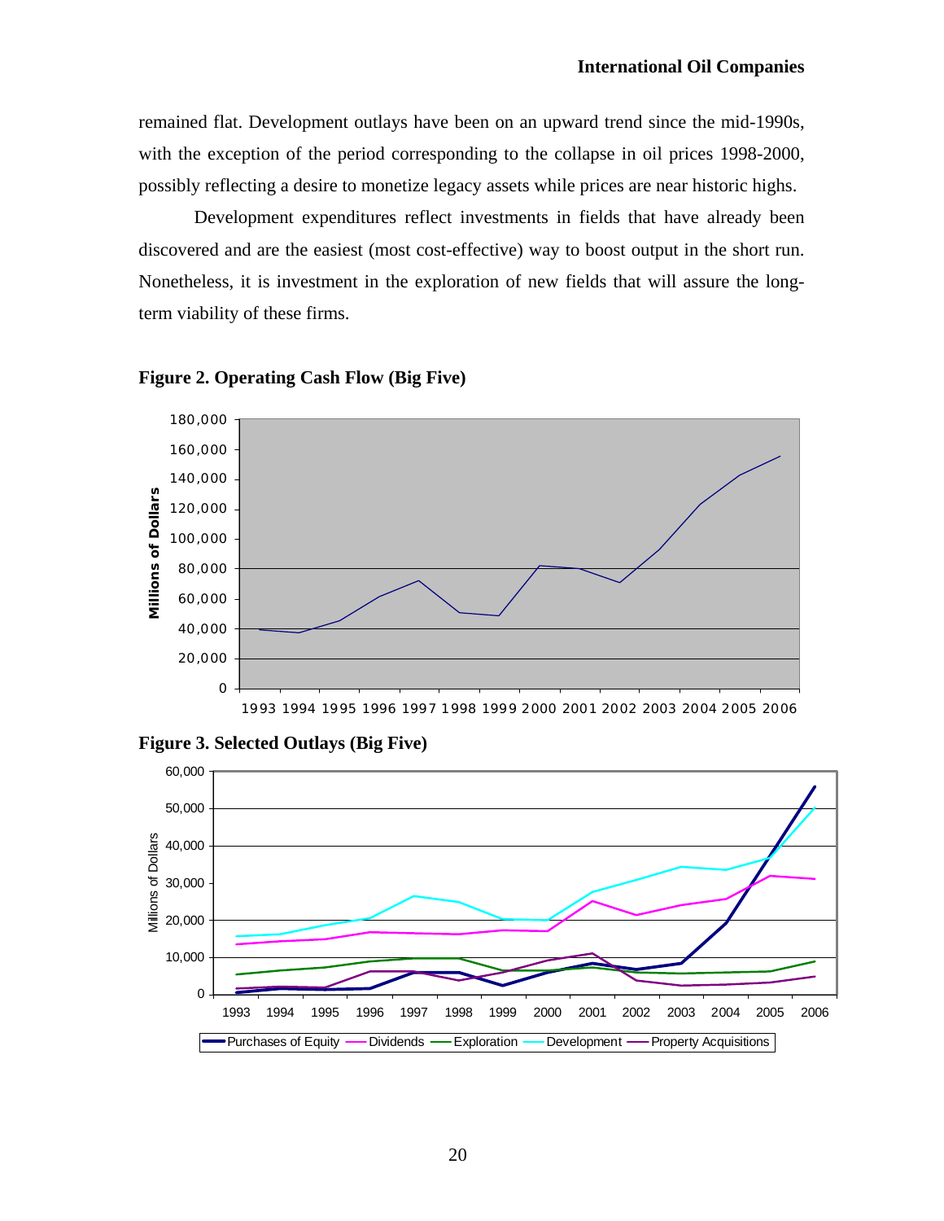remained flat. Development outlays have been on an upward trend since the mid-1990s, with the exception of the period corresponding to the collapse in oil prices 1998-2000, possibly reflecting a desire to monetize legacy assets while prices are near historic highs.

Development expenditures reflect investments in fields that have already been discovered and are the easiest (most cost-effective) way to boost output in the short run. Nonetheless, it is investment in the exploration of new fields that will assure the long-term viability of these firms.

**Figure 2. Operating Cash Flow (Big Five)**

**Figure 3. Selected Outlays (Big Five)**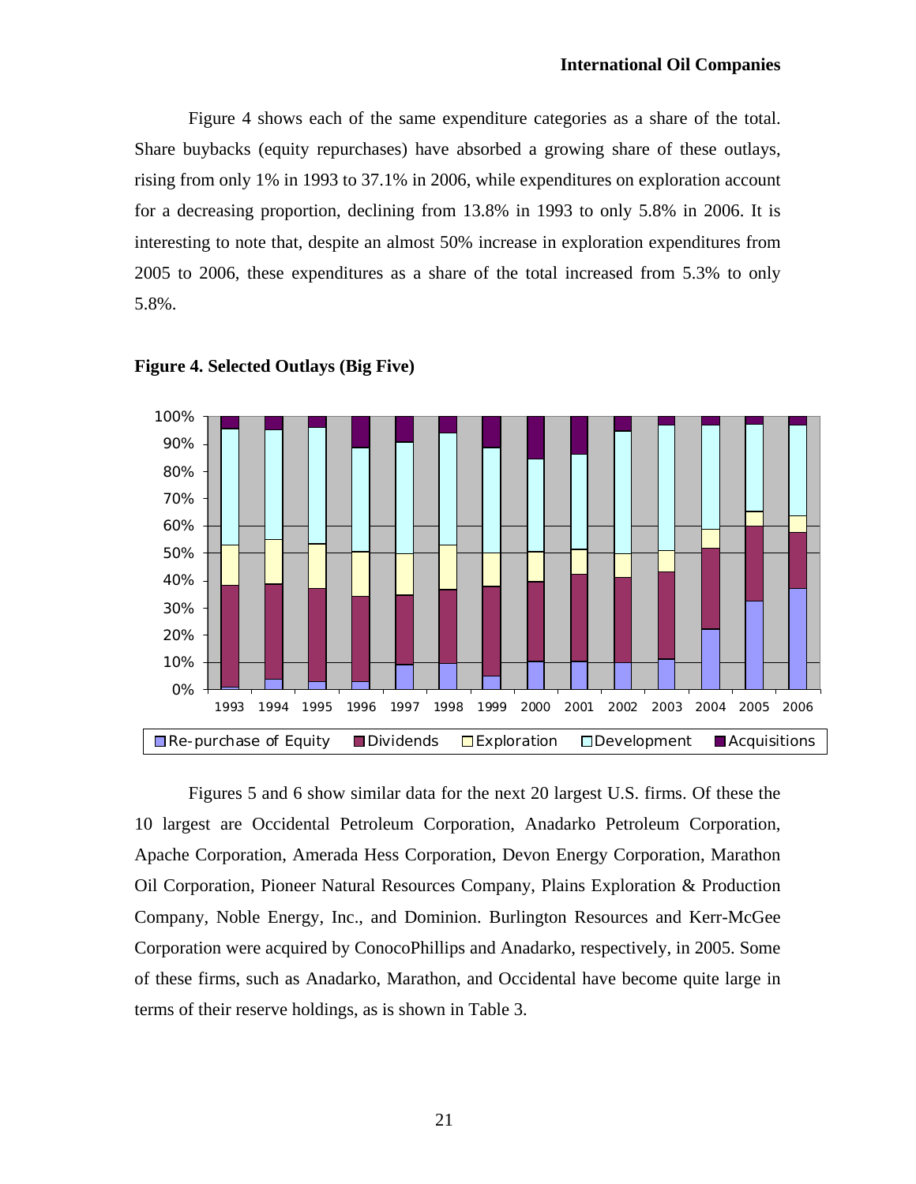Figure 4 shows each of the same expenditure categories as a share of the total. Share buybacks (equity repurchases) have absorbed a growing share of these outlays, rising from only 1% in 1993 to 37.1% in 2006, while expenditures on exploration account for a decreasing proportion, declining from 13.8% in 1993 to only 5.8% in 2006. It is interesting to note that, despite an almost 50% increase in exploration expenditures from 2005 to 2006, these expenditures as a share of the total increased from 5.3% to only 5.8%.

**Figure 4. Selected Outlays (Big Five)**

Figures 5 and 6 show similar data for the next 20 largest U.S. firms. Of these the 10 largest are Occidental Petroleum Corporation, Anadarko Petroleum Corporation, Apache Corporation, Amerada Hess Corporation, Devon Energy Corporation, Marathon Oil Corporation, Pioneer Natural Resources Company, Plains Exploration & Production Company, Noble Energy, Inc., and Dominion. Burlington Resources and Kerr-McGee Corporation were acquired by ConocoPhillips and Anadarko, respectively, in 2005. Some of these firms, such as Anadarko, Marathon, and Occidental have become quite large in terms of their reserve holdings, as is shown in Table 3.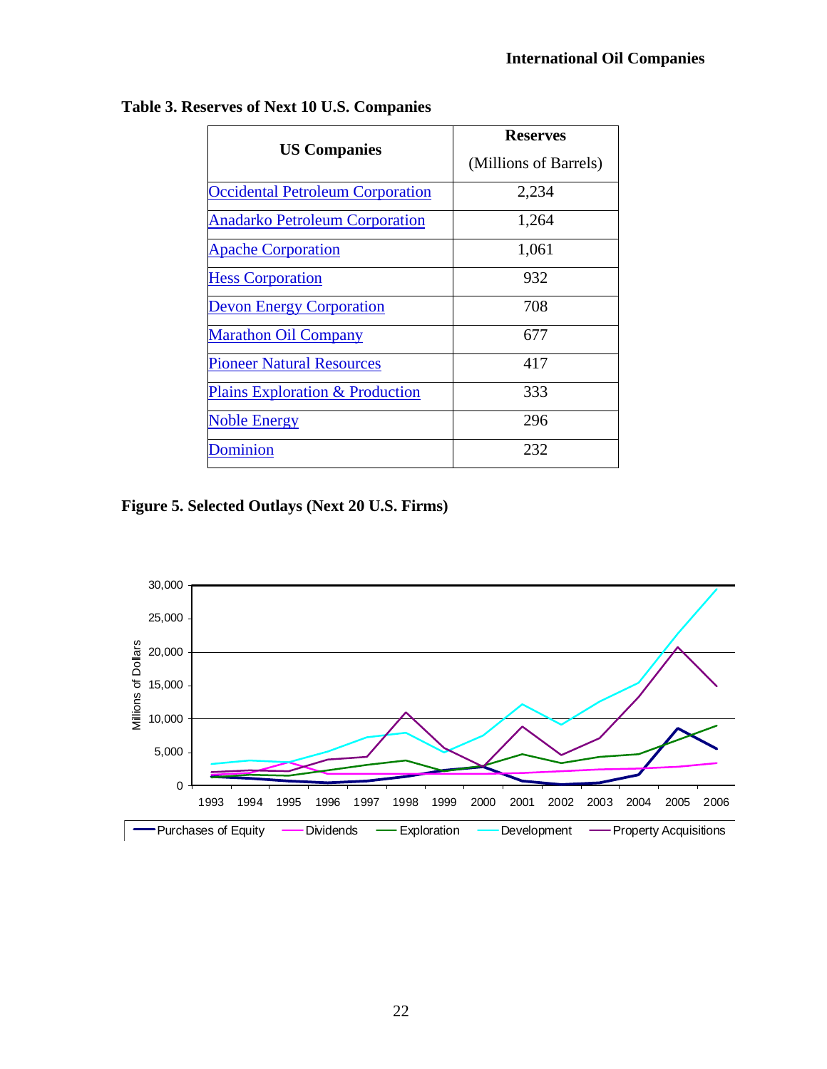**Table 3. Reserves of Next 10 U.S. Companies**

| US Companies | Reserves (Millions of Barrels) |
|---|---|
| Occidental Petroleum Corporation | 2,234 |
| Anadarko Petroleum Corporation | 1,264 |
| Apache Corporation | 1,061 |
| Hess Corporation | 932 |
| Devon Energy Corporation | 708 |
| Marathon Oil Company | 677 |
| Pioneer Natural Resources | 417 |
| Plains Exploration & Production | 333 |
| Noble Energy | 296 |
| Dominion | 232 |

**Figure 5. Selected Outlays (Next 20 U.S. Firms)**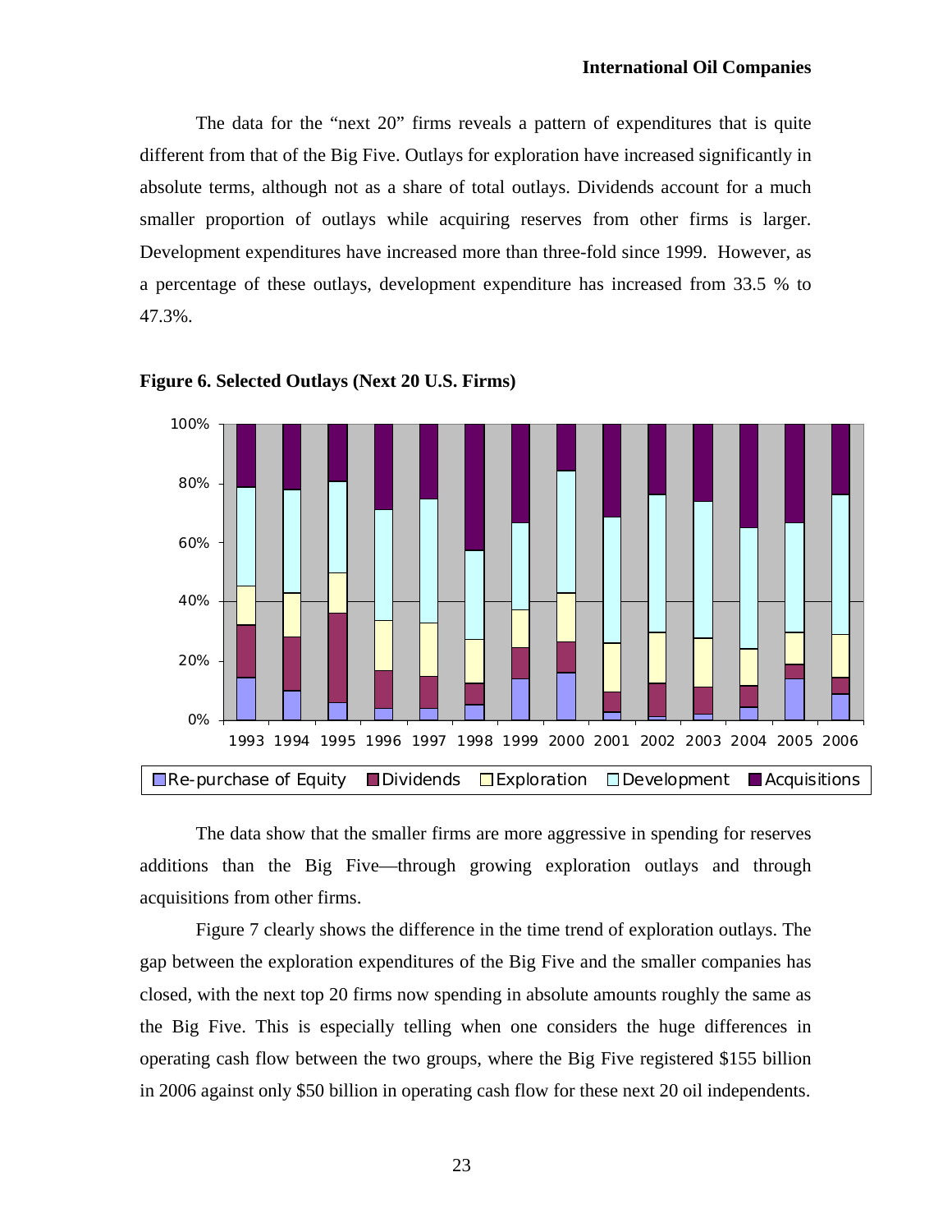The data for the "next 20" firms reveals a pattern of expenditures that is quite different from that of the Big Five. Outlays for exploration have increased significantly in absolute terms, although not as a share of total outlays. Dividends account for a much smaller proportion of outlays while acquiring reserves from other firms is larger. Development expenditures have increased more than three-fold since 1999. However, as a percentage of these outlays, development expenditure has increased from 33.5 % to 47.3%.

**Figure 6. Selected Outlays (Next 20 U.S. Firms)**

The data show that the smaller firms are more aggressive in spending for reserves additions than the Big Five—through growing exploration outlays and through acquisitions from other firms.

Figure 7 clearly shows the difference in the time trend of exploration outlays. The gap between the exploration expenditures of the Big Five and the smaller companies has closed, with the next top 20 firms now spending in absolute amounts roughly the same as the Big Five. This is especially telling when one considers the huge differences in operating cash flow between the two groups, where the Big Five registered $155 billion in 2006 against only $50 billion in operating cash flow for these next 20 oil independents.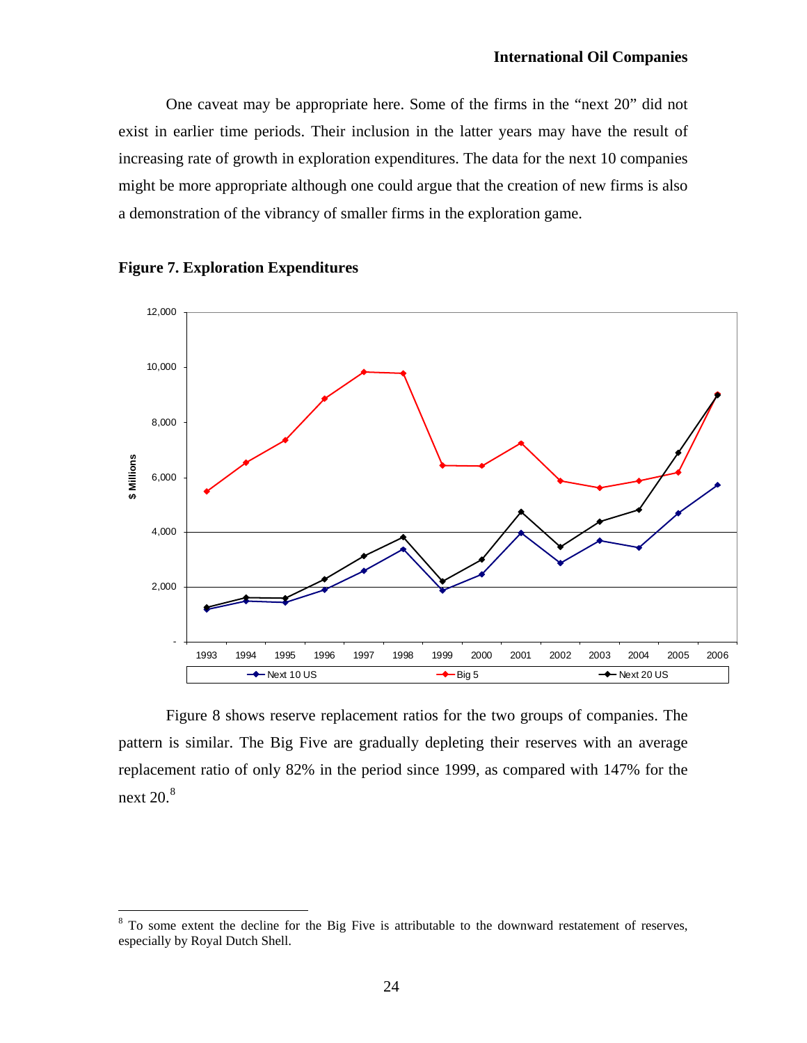One caveat may be appropriate here. Some of the firms in the "next 20" did not exist in earlier time periods. Their inclusion in the latter years may have the result of increasing rate of growth in exploration expenditures. The data for the next 10 companies might be more appropriate although one could argue that the creation of new firms is also a demonstration of the vibrancy of smaller firms in the exploration game.

**Figure 7. Exploration Expenditures**

Figure 8 shows reserve replacement ratios for the two groups of companies. The pattern is similar. The Big Five are gradually depleting their reserves with an average replacement ratio of only 82% in the period since 1999, as compared with 147% for the next 20.[8]

[8] To some extent the decline for the Big Five is attributable to the downward restatement of reserves, especially by Royal Dutch Shell.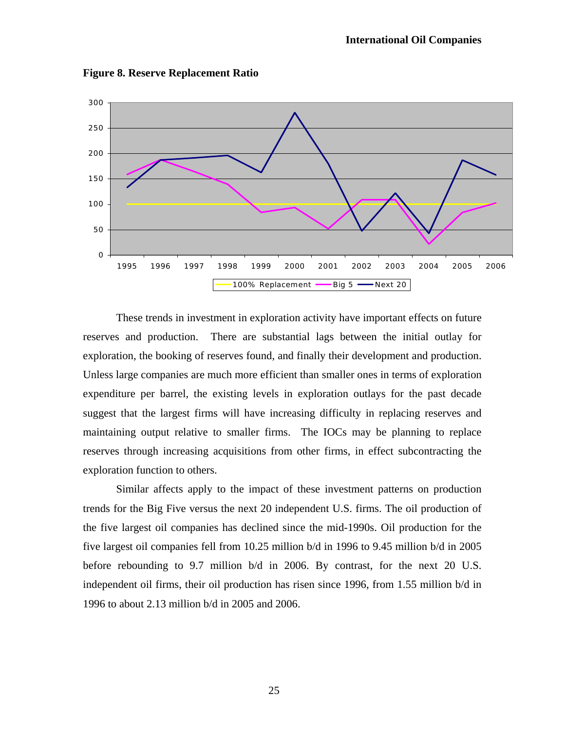**Figure 8. Reserve Replacement Ratio**

These trends in investment in exploration activity have important effects on future reserves and production. There are substantial lags between the initial outlay for exploration, the booking of reserves found, and finally their development and production. Unless large companies are much more efficient than smaller ones in terms of exploration expenditure per barrel, the existing levels in exploration outlays for the past decade suggest that the largest firms will have increasing difficulty in replacing reserves and maintaining output relative to smaller firms. The IOCs may be planning to replace reserves through increasing acquisitions from other firms, in effect subcontracting the exploration function to others.

Similar affects apply to the impact of these investment patterns on production trends for the Big Five versus the next 20 independent U.S. firms. The oil production of the five largest oil companies has declined since the mid-1990s. Oil production for the five largest oil companies fell from 10.25 million b/d in 1996 to 9.45 million b/d in 2005 before rebounding to 9.7 million b/d in 2006. By contrast, for the next 20 U.S. independent oil firms, their oil production has risen since 1996, from 1.55 million b/d in 1996 to about 2.13 million b/d in 2005 and 2006.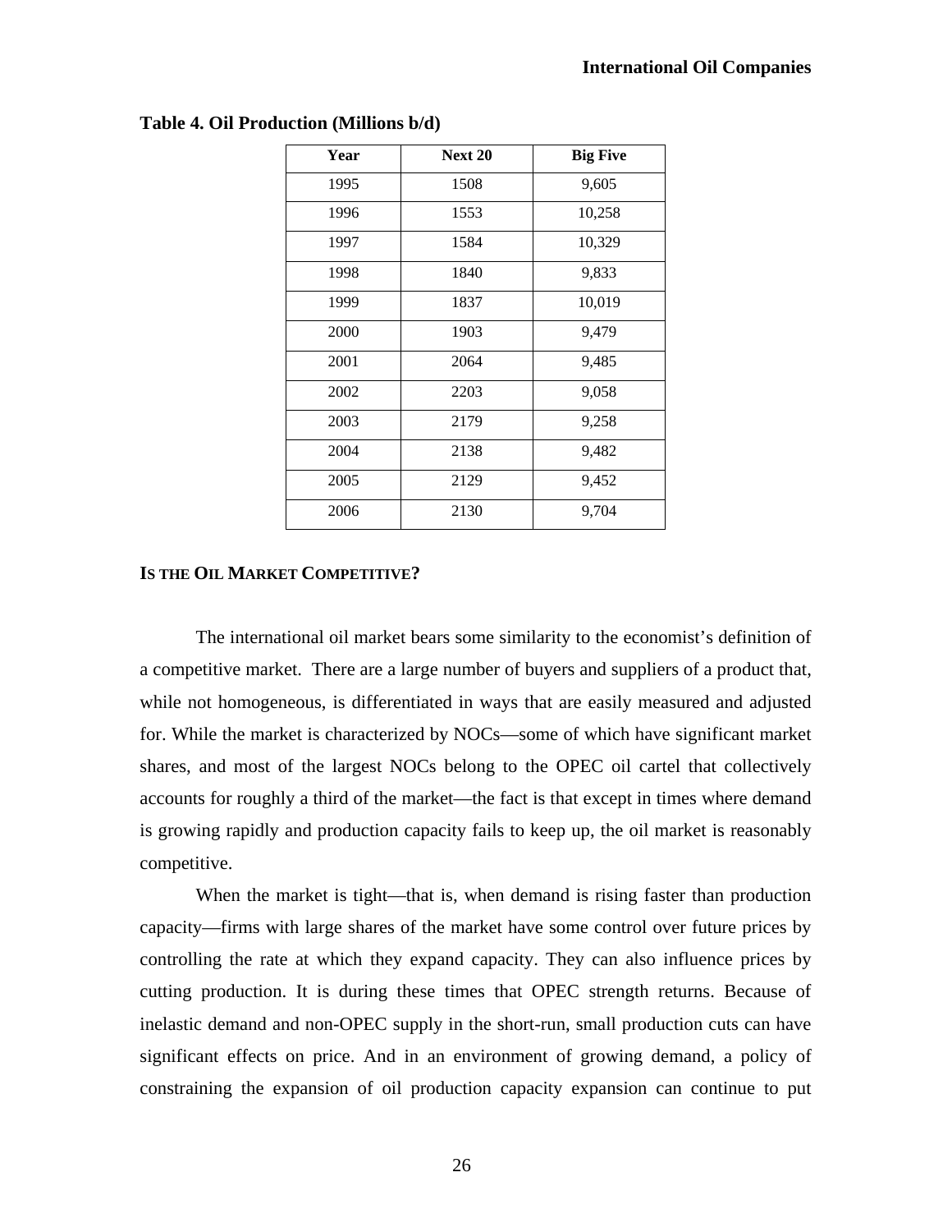**Table 4. Oil Production (Millions b/d)**

| Year | Next 20 | Big Five |
|---|---|---|
| 1995 | 1508 | 9,605 |
| 1996 | 1553 | 10,258 |
| 1997 | 1584 | 10,329 |
| 1998 | 1840 | 9,833 |
| 1999 | 1837 | 10,019 |
| 2000 | 1903 | 9,479 |
| 2001 | 2064 | 9,485 |
| 2002 | 2203 | 9,058 |
| 2003 | 2179 | 9,258 |
| 2004 | 2138 | 9,482 |
| 2005 | 2129 | 9,452 |
| 2006 | 2130 | 9,704 |

## IS THE OIL MARKET COMPETITIVE?

The international oil market bears some similarity to the economist's definition of a competitive market. There are a large number of buyers and suppliers of a product that, while not homogeneous, is differentiated in ways that are easily measured and adjusted for. While the market is characterized by NOCs—some of which have significant market shares, and most of the largest NOCs belong to the OPEC oil cartel that collectively accounts for roughly a third of the market—the fact is that except in times where demand is growing rapidly and production capacity fails to keep up, the oil market is reasonably competitive.

When the market is tight—that is, when demand is rising faster than production capacity—firms with large shares of the market have some control over future prices by controlling the rate at which they expand capacity. They can also influence prices by cutting production. It is during these times that OPEC strength returns. Because of inelastic demand and non-OPEC supply in the short-run, small production cuts can have significant effects on price. And in an environment of growing demand, a policy of constraining the expansion of oil production capacity expansion can continue to put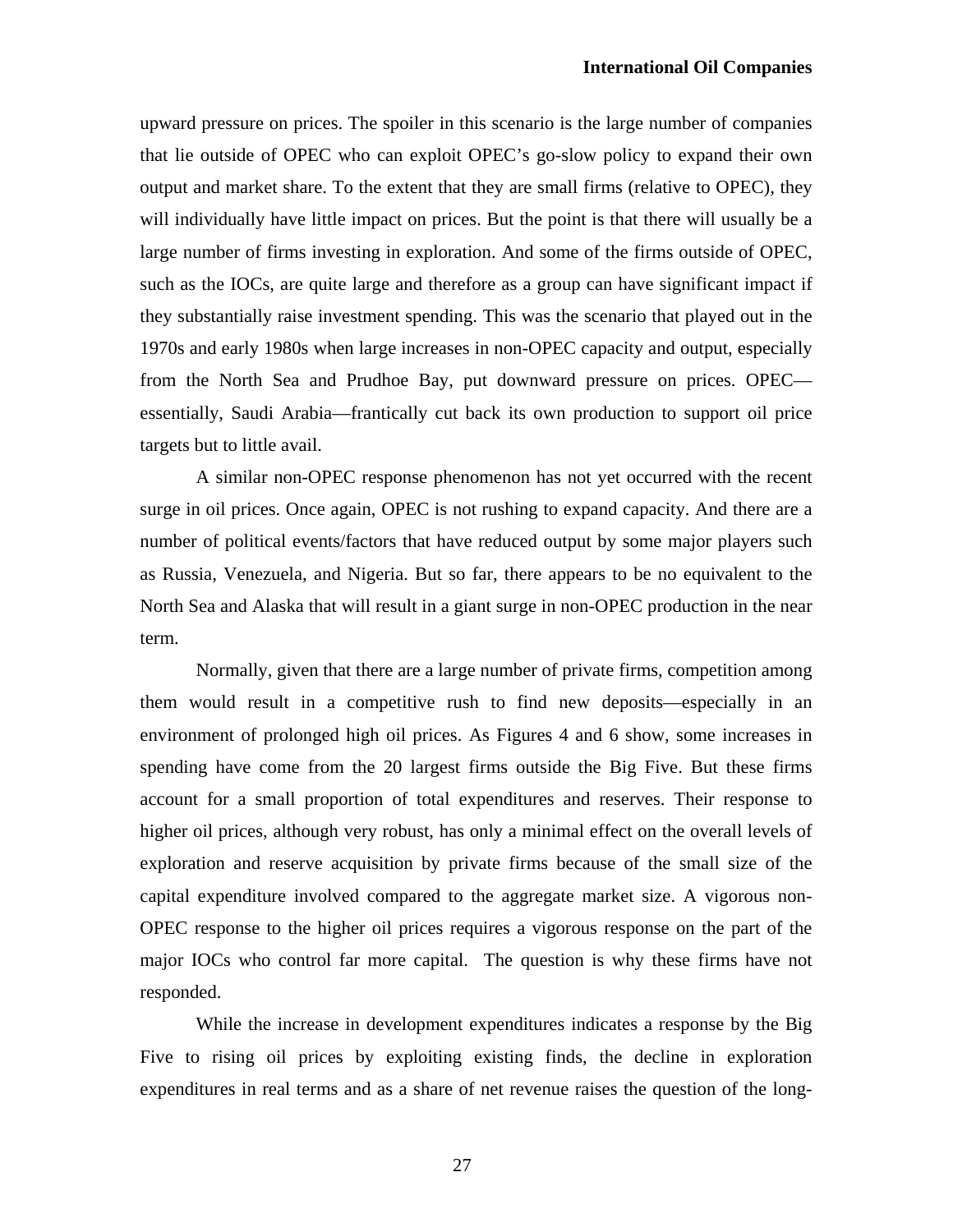upward pressure on prices. The spoiler in this scenario is the large number of companies that lie outside of OPEC who can exploit OPEC's go-slow policy to expand their own output and market share. To the extent that they are small firms (relative to OPEC), they will individually have little impact on prices. But the point is that there will usually be a large number of firms investing in exploration. And some of the firms outside of OPEC, such as the IOCs, are quite large and therefore as a group can have significant impact if they substantially raise investment spending. This was the scenario that played out in the 1970s and early 1980s when large increases in non-OPEC capacity and output, especially from the North Sea and Prudhoe Bay, put downward pressure on prices. OPEC—essentially, Saudi Arabia—frantically cut back its own production to support oil price targets but to little avail.

A similar non-OPEC response phenomenon has not yet occurred with the recent surge in oil prices. Once again, OPEC is not rushing to expand capacity. And there are a number of political events/factors that have reduced output by some major players such as Russia, Venezuela, and Nigeria. But so far, there appears to be no equivalent to the North Sea and Alaska that will result in a giant surge in non-OPEC production in the near term.

Normally, given that there are a large number of private firms, competition among them would result in a competitive rush to find new deposits—especially in an environment of prolonged high oil prices. As Figures 4 and 6 show, some increases in spending have come from the 20 largest firms outside the Big Five. But these firms account for a small proportion of total expenditures and reserves. Their response to higher oil prices, although very robust, has only a minimal effect on the overall levels of exploration and reserve acquisition by private firms because of the small size of the capital expenditure involved compared to the aggregate market size. A vigorous non-OPEC response to the higher oil prices requires a vigorous response on the part of the major IOCs who control far more capital. The question is why these firms have not responded.

While the increase in development expenditures indicates a response by the Big Five to rising oil prices by exploiting existing finds, the decline in exploration expenditures in real terms and as a share of net revenue raises the question of the long-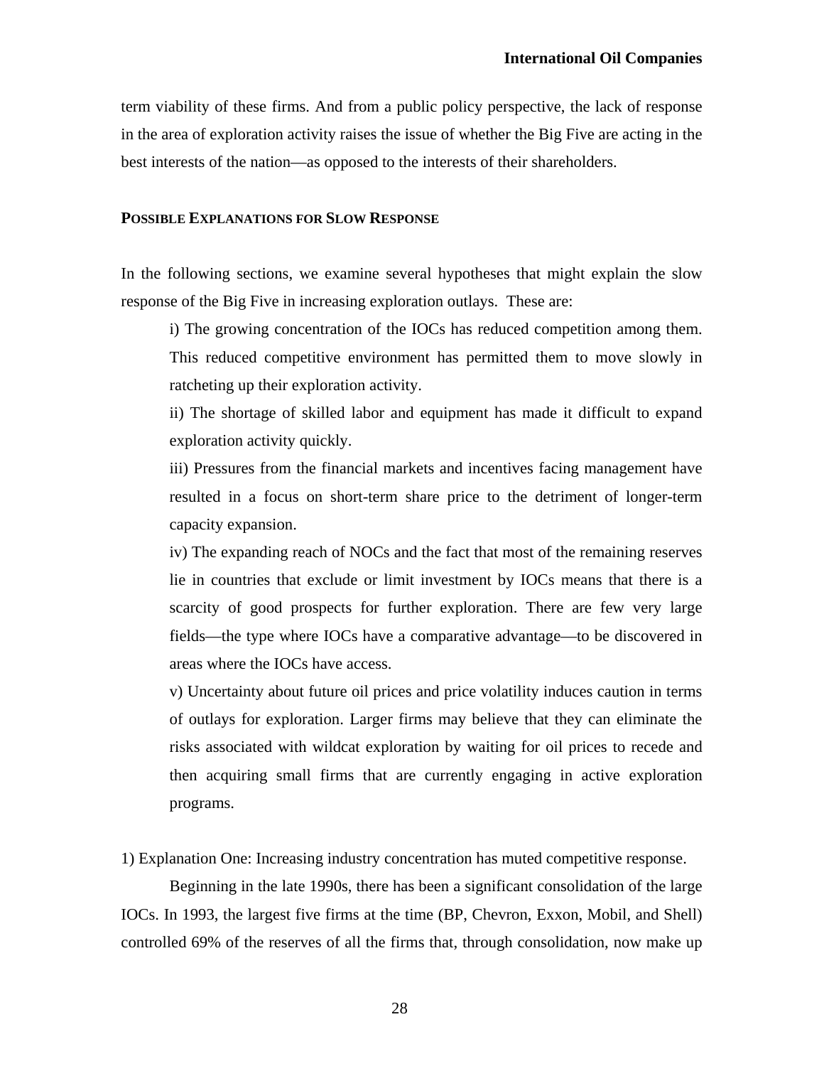term viability of these firms. And from a public policy perspective, the lack of response in the area of exploration activity raises the issue of whether the Big Five are acting in the best interests of the nation—as opposed to the interests of their shareholders.

### POSSIBLE EXPLANATIONS FOR SLOW RESPONSE

In the following sections, we examine several hypotheses that might explain the slow response of the Big Five in increasing exploration outlays. These are:

> i) The growing concentration of the IOCs has reduced competition among them. This reduced competitive environment has permitted them to move slowly in ratcheting up their exploration activity.
>
> ii) The shortage of skilled labor and equipment has made it difficult to expand exploration activity quickly.
>
> iii) Pressures from the financial markets and incentives facing management have resulted in a focus on short-term share price to the detriment of longer-term capacity expansion.
>
> iv) The expanding reach of NOCs and the fact that most of the remaining reserves lie in countries that exclude or limit investment by IOCs means that there is a scarcity of good prospects for further exploration. There are few very large fields—the type where IOCs have a comparative advantage—to be discovered in areas where the IOCs have access.
>
> v) Uncertainty about future oil prices and price volatility induces caution in terms of outlays for exploration. Larger firms may believe that they can eliminate the risks associated with wildcat exploration by waiting for oil prices to recede and then acquiring small firms that are currently engaging in active exploration programs.

1) Explanation One: Increasing industry concentration has muted competitive response.

Beginning in the late 1990s, there has been a significant consolidation of the large IOCs. In 1993, the largest five firms at the time (BP, Chevron, Exxon, Mobil, and Shell) controlled 69% of the reserves of all the firms that, through consolidation, now make up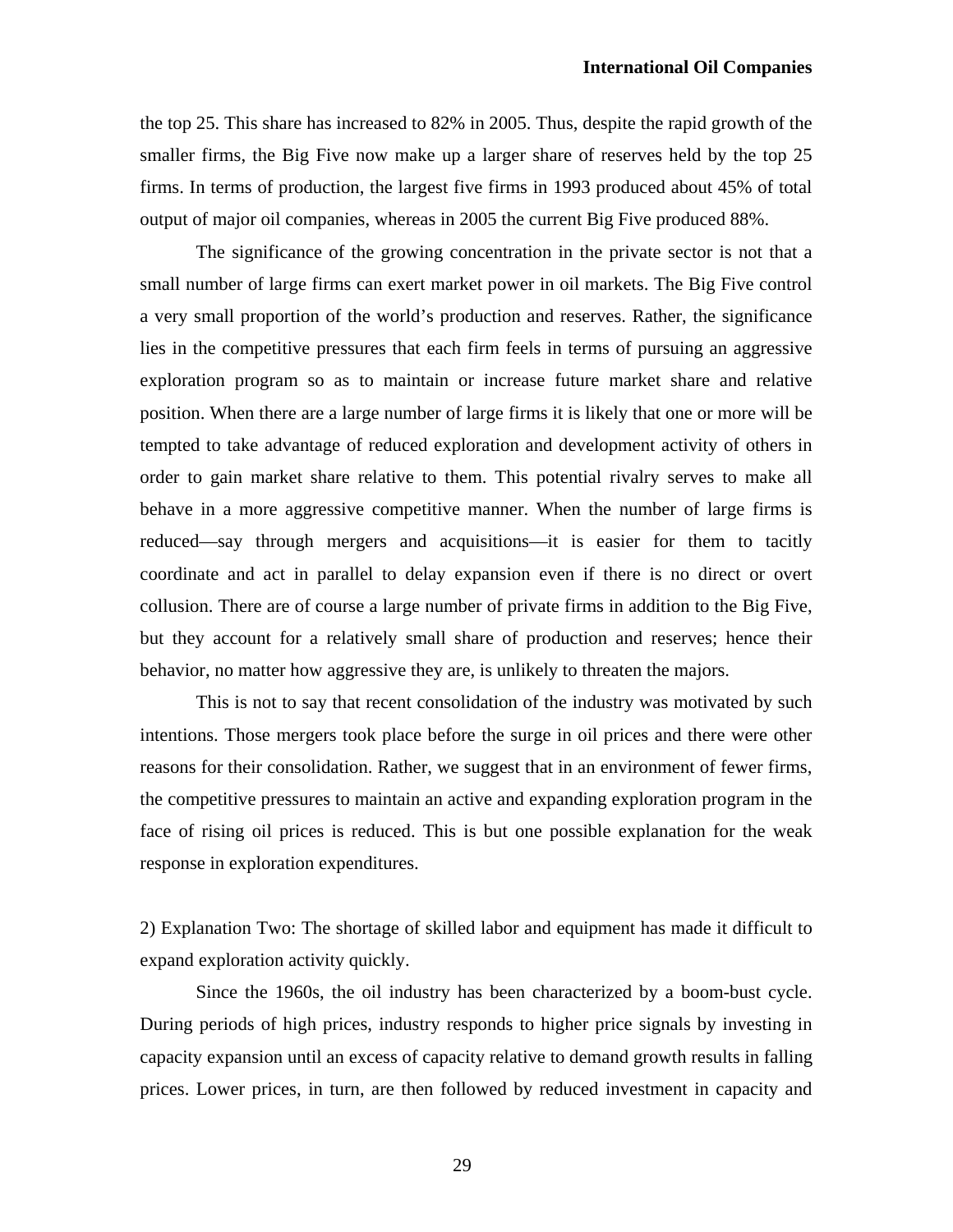the top 25. This share has increased to 82% in 2005. Thus, despite the rapid growth of the smaller firms, the Big Five now make up a larger share of reserves held by the top 25 firms. In terms of production, the largest five firms in 1993 produced about 45% of total output of major oil companies, whereas in 2005 the current Big Five produced 88%.

The significance of the growing concentration in the private sector is not that a small number of large firms can exert market power in oil markets. The Big Five control a very small proportion of the world's production and reserves. Rather, the significance lies in the competitive pressures that each firm feels in terms of pursuing an aggressive exploration program so as to maintain or increase future market share and relative position. When there are a large number of large firms it is likely that one or more will be tempted to take advantage of reduced exploration and development activity of others in order to gain market share relative to them. This potential rivalry serves to make all behave in a more aggressive competitive manner. When the number of large firms is reduced—say through mergers and acquisitions—it is easier for them to tacitly coordinate and act in parallel to delay expansion even if there is no direct or overt collusion. There are of course a large number of private firms in addition to the Big Five, but they account for a relatively small share of production and reserves; hence their behavior, no matter how aggressive they are, is unlikely to threaten the majors.

This is not to say that recent consolidation of the industry was motivated by such intentions. Those mergers took place before the surge in oil prices and there were other reasons for their consolidation. Rather, we suggest that in an environment of fewer firms, the competitive pressures to maintain an active and expanding exploration program in the face of rising oil prices is reduced. This is but one possible explanation for the weak response in exploration expenditures.

2) Explanation Two: The shortage of skilled labor and equipment has made it difficult to expand exploration activity quickly.

Since the 1960s, the oil industry has been characterized by a boom-bust cycle. During periods of high prices, industry responds to higher price signals by investing in capacity expansion until an excess of capacity relative to demand growth results in falling prices. Lower prices, in turn, are then followed by reduced investment in capacity and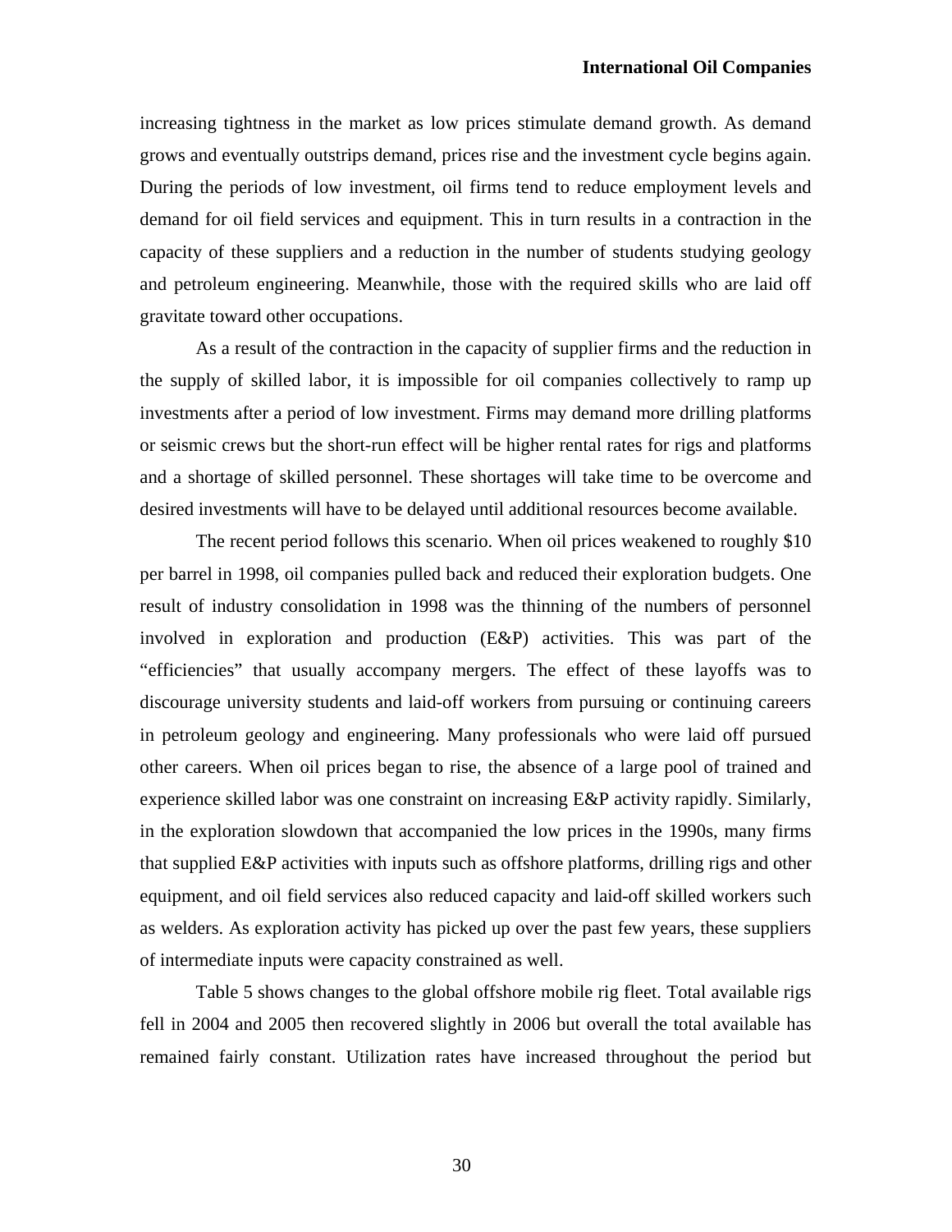increasing tightness in the market as low prices stimulate demand growth. As demand grows and eventually outstrips demand, prices rise and the investment cycle begins again. During the periods of low investment, oil firms tend to reduce employment levels and demand for oil field services and equipment. This in turn results in a contraction in the capacity of these suppliers and a reduction in the number of students studying geology and petroleum engineering. Meanwhile, those with the required skills who are laid off gravitate toward other occupations.

As a result of the contraction in the capacity of supplier firms and the reduction in the supply of skilled labor, it is impossible for oil companies collectively to ramp up investments after a period of low investment. Firms may demand more drilling platforms or seismic crews but the short-run effect will be higher rental rates for rigs and platforms and a shortage of skilled personnel. These shortages will take time to be overcome and desired investments will have to be delayed until additional resources become available.

The recent period follows this scenario. When oil prices weakened to roughly $10 per barrel in 1998, oil companies pulled back and reduced their exploration budgets. One result of industry consolidation in 1998 was the thinning of the numbers of personnel involved in exploration and production (E&P) activities. This was part of the "efficiencies" that usually accompany mergers. The effect of these layoffs was to discourage university students and laid-off workers from pursuing or continuing careers in petroleum geology and engineering. Many professionals who were laid off pursued other careers. When oil prices began to rise, the absence of a large pool of trained and experience skilled labor was one constraint on increasing E&P activity rapidly. Similarly, in the exploration slowdown that accompanied the low prices in the 1990s, many firms that supplied E&P activities with inputs such as offshore platforms, drilling rigs and other equipment, and oil field services also reduced capacity and laid-off skilled workers such as welders. As exploration activity has picked up over the past few years, these suppliers of intermediate inputs were capacity constrained as well.

Table 5 shows changes to the global offshore mobile rig fleet. Total available rigs fell in 2004 and 2005 then recovered slightly in 2006 but overall the total available has remained fairly constant. Utilization rates have increased throughout the period but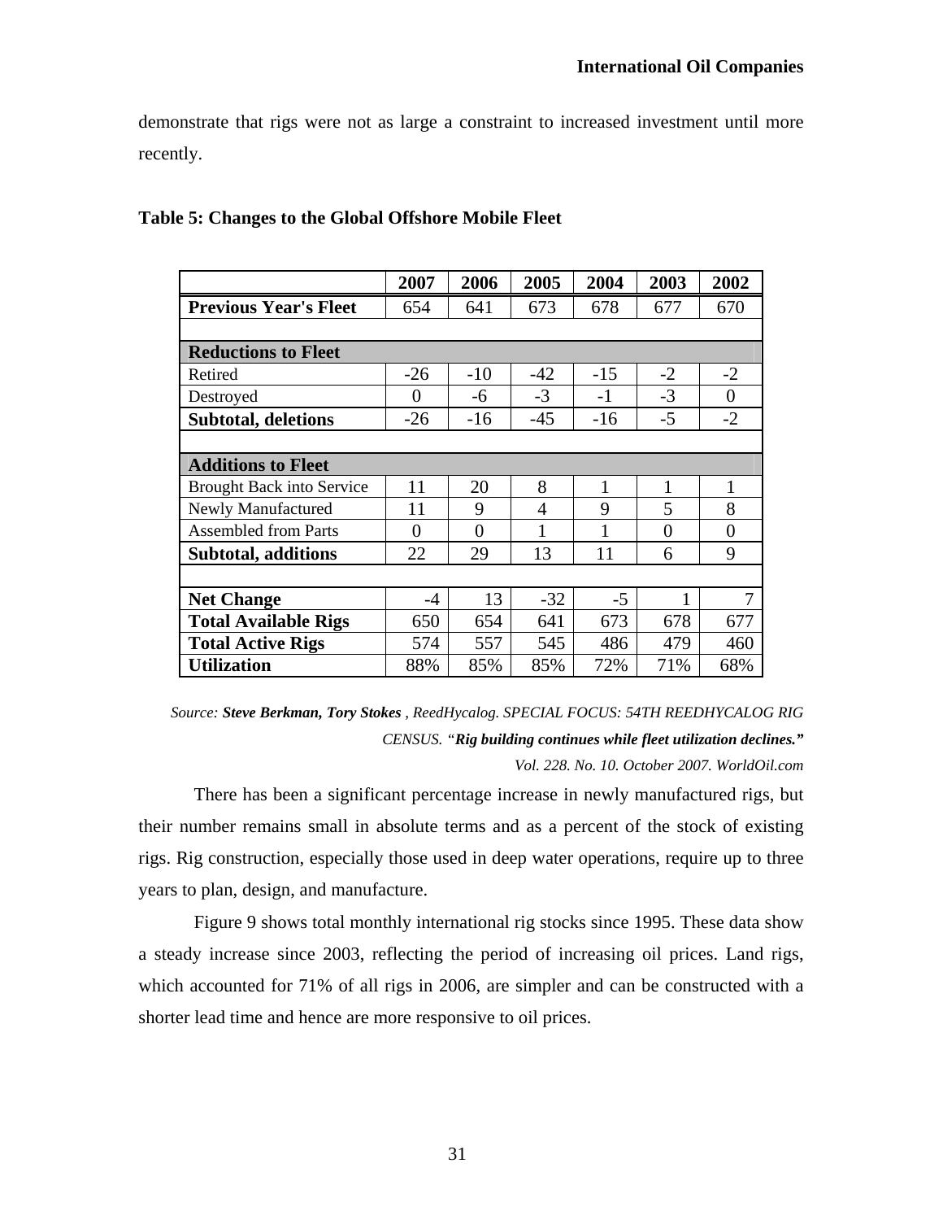demonstrate that rigs were not as large a constraint to increased investment until more recently.

**Table 5: Changes to the Global Offshore Mobile Fleet**

| | 2007 | 2006 | 2005 | 2004 | 2003 | 2002 |
|---|---|---|---|---|---|---|
| **Previous Year's Fleet** | 654 | 641 | 673 | 678 | 677 | 670 |
| | | | | | | |
| **Reductions to Fleet** | | | | | | |
| Retired | -26 | -10 | -42 | -15 | -2 | -2 |
| Destroyed | 0 | -6 | -3 | -1 | -3 | 0 |
| **Subtotal, deletions** | -26 | -16 | -45 | -16 | -5 | -2 |
| | | | | | | |
| **Additions to Fleet** | | | | | | |
| Brought Back into Service | 11 | 20 | 8 | 1 | 1 | 1 |
| Newly Manufactured | 11 | 9 | 4 | 9 | 5 | 8 |
| Assembled from Parts | 0 | 0 | 1 | 1 | 0 | 0 |
| **Subtotal, additions** | 22 | 29 | 13 | 11 | 6 | 9 |
| | | | | | | |
| **Net Change** | -4 | 13 | -32 | -5 | 1 | 7 |
| **Total Available Rigs** | 650 | 654 | 641 | 673 | 678 | 677 |
| **Total Active Rigs** | 574 | 557 | 545 | 486 | 479 | 460 |
| **Utilization** | 88% | 85% | 85% | 72% | 71% | 68% |

*Source:* ***Steve Berkman, Tory Stokes*** *, ReedHycalog. SPECIAL FOCUS: 54TH REEDHYCALOG RIG CENSUS. "****Rig building continues while fleet utilization declines.”*** *Vol. 228. No. 10. October 2007. WorldOil.com*

There has been a significant percentage increase in newly manufactured rigs, but their number remains small in absolute terms and as a percent of the stock of existing rigs. Rig construction, especially those used in deep water operations, require up to three years to plan, design, and manufacture.

Figure 9 shows total monthly international rig stocks since 1995. These data show a steady increase since 2003, reflecting the period of increasing oil prices. Land rigs, which accounted for 71% of all rigs in 2006, are simpler and can be constructed with a shorter lead time and hence are more responsive to oil prices.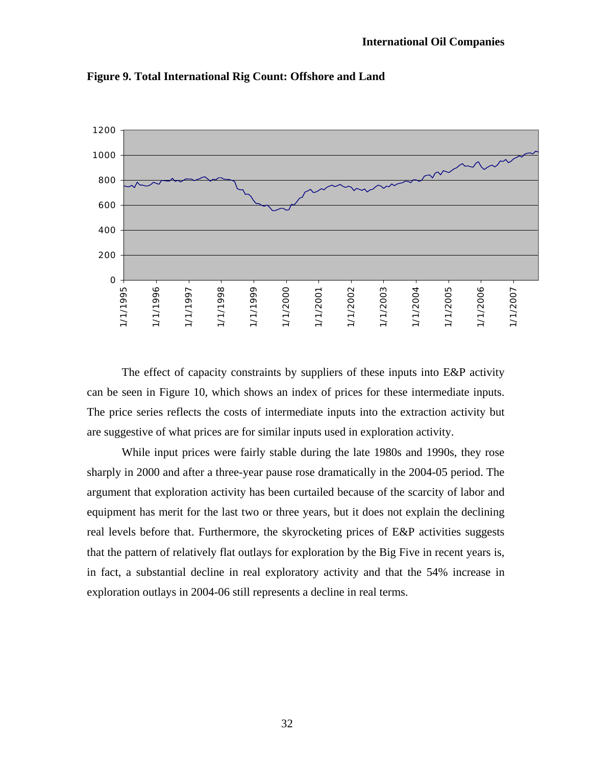**Figure 9. Total International Rig Count: Offshore and Land**

The effect of capacity constraints by suppliers of these inputs into E&P activity can be seen in Figure 10, which shows an index of prices for these intermediate inputs. The price series reflects the costs of intermediate inputs into the extraction activity but are suggestive of what prices are for similar inputs used in exploration activity.

While input prices were fairly stable during the late 1980s and 1990s, they rose sharply in 2000 and after a three-year pause rose dramatically in the 2004-05 period. The argument that exploration activity has been curtailed because of the scarcity of labor and equipment has merit for the last two or three years, but it does not explain the declining real levels before that. Furthermore, the skyrocketing prices of E&P activities suggests that the pattern of relatively flat outlays for exploration by the Big Five in recent years is, in fact, a substantial decline in real exploratory activity and that the 54% increase in exploration outlays in 2004-06 still represents a decline in real terms.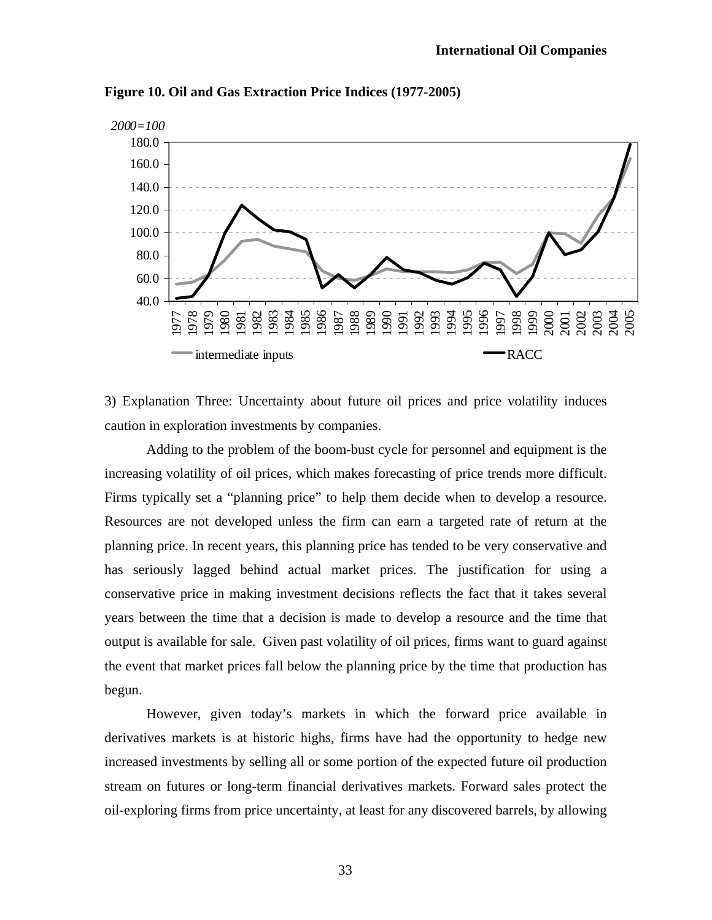**Figure 10. Oil and Gas Extraction Price Indices (1977-2005)**

3) Explanation Three: Uncertainty about future oil prices and price volatility induces caution in exploration investments by companies.

Adding to the problem of the boom-bust cycle for personnel and equipment is the increasing volatility of oil prices, which makes forecasting of price trends more difficult. Firms typically set a "planning price" to help them decide when to develop a resource. Resources are not developed unless the firm can earn a targeted rate of return at the planning price. In recent years, this planning price has tended to be very conservative and has seriously lagged behind actual market prices. The justification for using a conservative price in making investment decisions reflects the fact that it takes several years between the time that a decision is made to develop a resource and the time that output is available for sale. Given past volatility of oil prices, firms want to guard against the event that market prices fall below the planning price by the time that production has begun.

However, given today's markets in which the forward price available in derivatives markets is at historic highs, firms have had the opportunity to hedge new increased investments by selling all or some portion of the expected future oil production stream on futures or long-term financial derivatives markets. Forward sales protect the oil-exploring firms from price uncertainty, at least for any discovered barrels, by allowing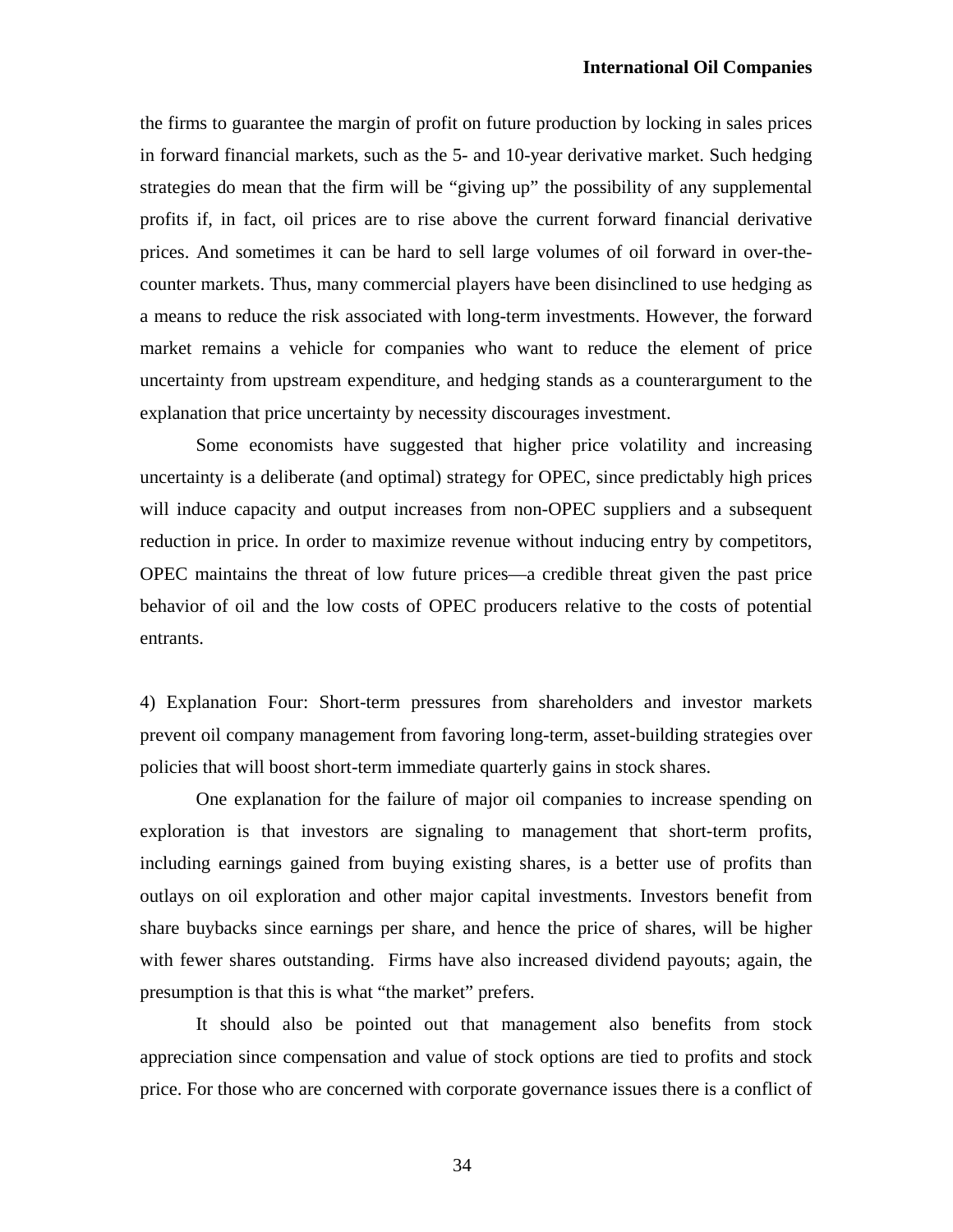the firms to guarantee the margin of profit on future production by locking in sales prices in forward financial markets, such as the 5- and 10-year derivative market. Such hedging strategies do mean that the firm will be "giving up" the possibility of any supplemental profits if, in fact, oil prices are to rise above the current forward financial derivative prices. And sometimes it can be hard to sell large volumes of oil forward in over-the-counter markets. Thus, many commercial players have been disinclined to use hedging as a means to reduce the risk associated with long-term investments. However, the forward market remains a vehicle for companies who want to reduce the element of price uncertainty from upstream expenditure, and hedging stands as a counterargument to the explanation that price uncertainty by necessity discourages investment.

Some economists have suggested that higher price volatility and increasing uncertainty is a deliberate (and optimal) strategy for OPEC, since predictably high prices will induce capacity and output increases from non-OPEC suppliers and a subsequent reduction in price. In order to maximize revenue without inducing entry by competitors, OPEC maintains the threat of low future prices—a credible threat given the past price behavior of oil and the low costs of OPEC producers relative to the costs of potential entrants.

4) Explanation Four: Short-term pressures from shareholders and investor markets prevent oil company management from favoring long-term, asset-building strategies over policies that will boost short-term immediate quarterly gains in stock shares.

One explanation for the failure of major oil companies to increase spending on exploration is that investors are signaling to management that short-term profits, including earnings gained from buying existing shares, is a better use of profits than outlays on oil exploration and other major capital investments. Investors benefit from share buybacks since earnings per share, and hence the price of shares, will be higher with fewer shares outstanding. Firms have also increased dividend payouts; again, the presumption is that this is what "the market" prefers.

It should also be pointed out that management also benefits from stock appreciation since compensation and value of stock options are tied to profits and stock price. For those who are concerned with corporate governance issues there is a conflict of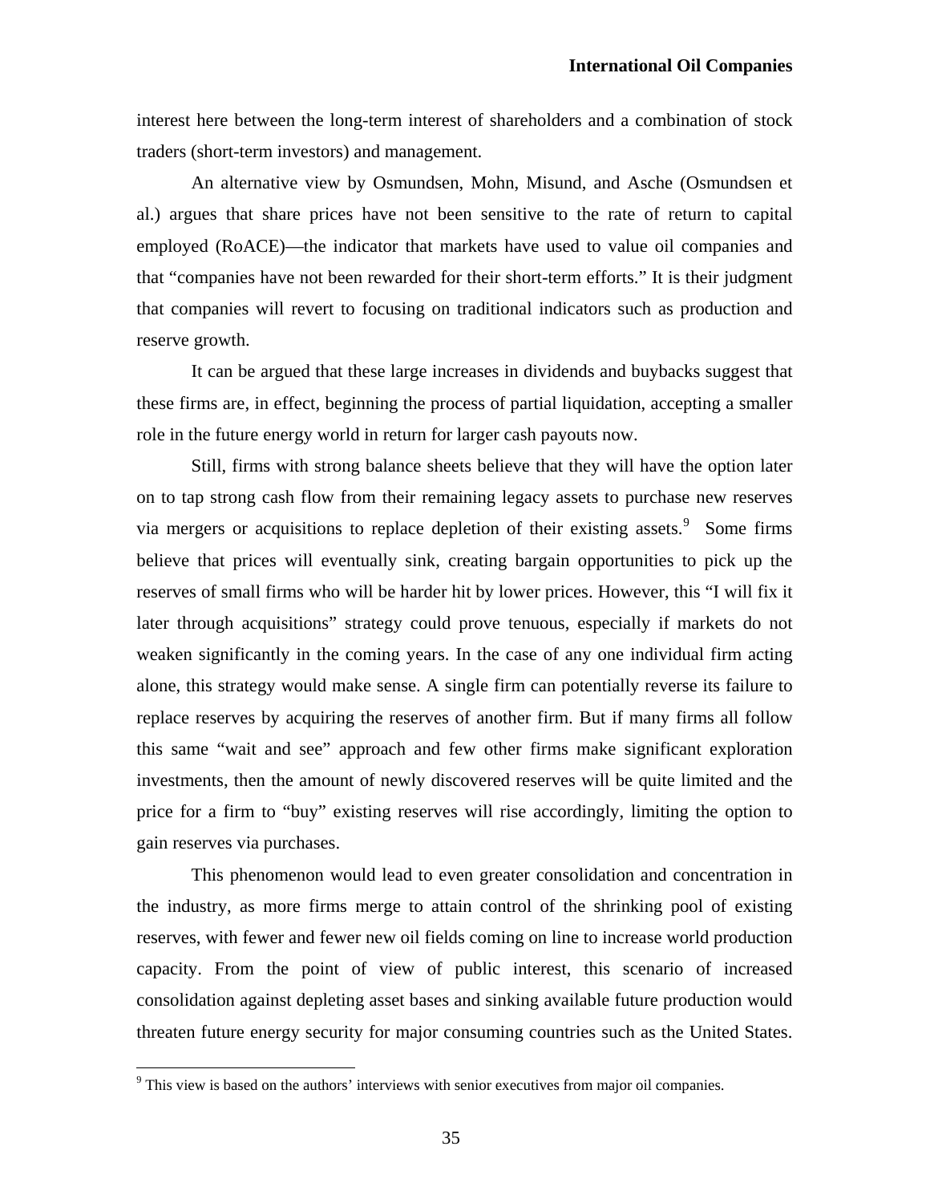interest here between the long-term interest of shareholders and a combination of stock traders (short-term investors) and management.

An alternative view by Osmundsen, Mohn, Misund, and Asche (Osmundsen et al.) argues that share prices have not been sensitive to the rate of return to capital employed (RoACE)—the indicator that markets have used to value oil companies and that "companies have not been rewarded for their short-term efforts." It is their judgment that companies will revert to focusing on traditional indicators such as production and reserve growth.

It can be argued that these large increases in dividends and buybacks suggest that these firms are, in effect, beginning the process of partial liquidation, accepting a smaller role in the future energy world in return for larger cash payouts now.

Still, firms with strong balance sheets believe that they will have the option later on to tap strong cash flow from their remaining legacy assets to purchase new reserves via mergers or acquisitions to replace depletion of their existing assets.[9] Some firms believe that prices will eventually sink, creating bargain opportunities to pick up the reserves of small firms who will be harder hit by lower prices. However, this "I will fix it later through acquisitions" strategy could prove tenuous, especially if markets do not weaken significantly in the coming years. In the case of any one individual firm acting alone, this strategy would make sense. A single firm can potentially reverse its failure to replace reserves by acquiring the reserves of another firm. But if many firms all follow this same "wait and see" approach and few other firms make significant exploration investments, then the amount of newly discovered reserves will be quite limited and the price for a firm to "buy" existing reserves will rise accordingly, limiting the option to gain reserves via purchases.

This phenomenon would lead to even greater consolidation and concentration in the industry, as more firms merge to attain control of the shrinking pool of existing reserves, with fewer and fewer new oil fields coming on line to increase world production capacity. From the point of view of public interest, this scenario of increased consolidation against depleting asset bases and sinking available future production would threaten future energy security for major consuming countries such as the United States.

[9] This view is based on the authors' interviews with senior executives from major oil companies.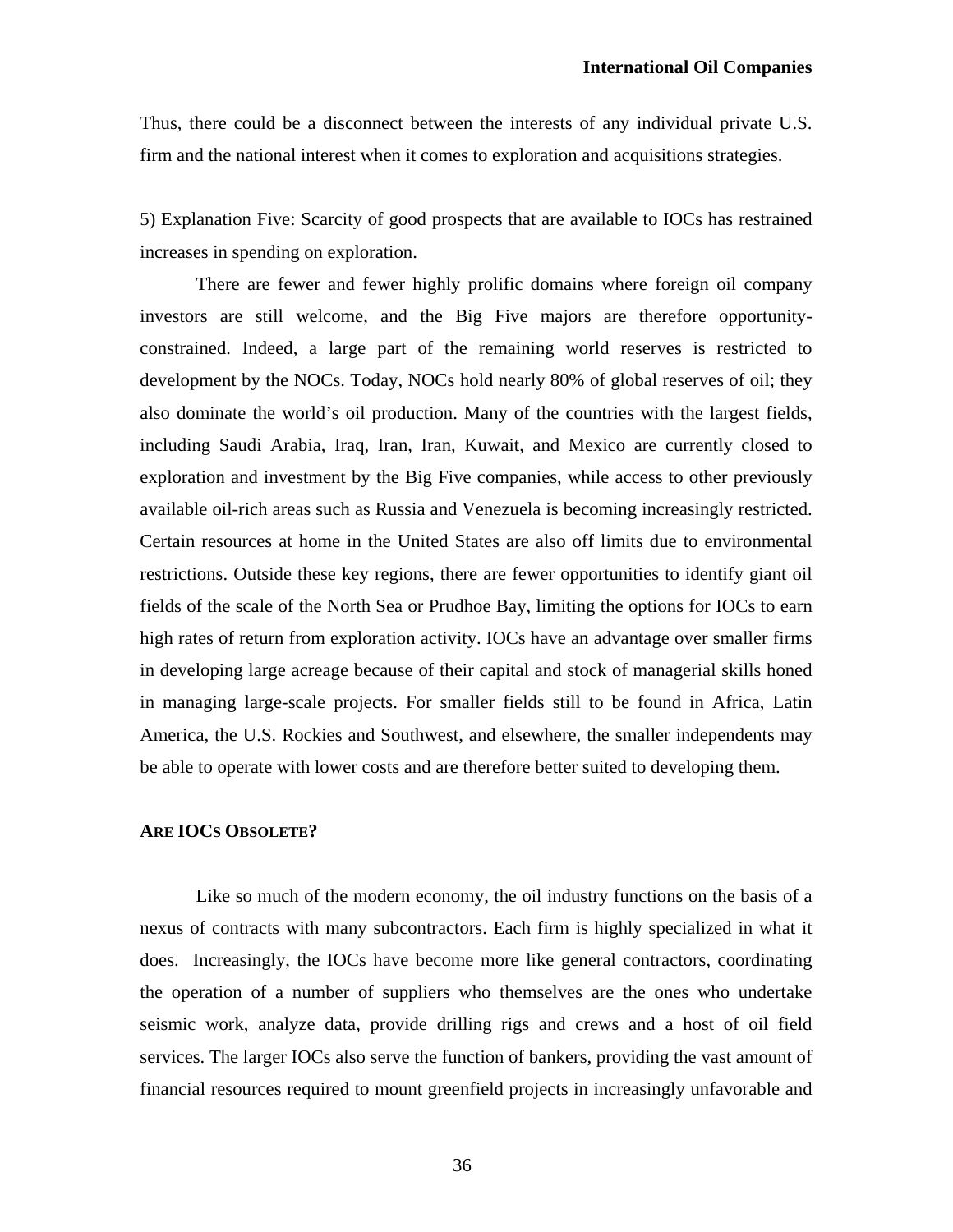Thus, there could be a disconnect between the interests of any individual private U.S. firm and the national interest when it comes to exploration and acquisitions strategies.

5) Explanation Five: Scarcity of good prospects that are available to IOCs has restrained increases in spending on exploration.

There are fewer and fewer highly prolific domains where foreign oil company investors are still welcome, and the Big Five majors are therefore opportunity-constrained. Indeed, a large part of the remaining world reserves is restricted to development by the NOCs. Today, NOCs hold nearly 80% of global reserves of oil; they also dominate the world's oil production. Many of the countries with the largest fields, including Saudi Arabia, Iraq, Iran, Iran, Kuwait, and Mexico are currently closed to exploration and investment by the Big Five companies, while access to other previously available oil-rich areas such as Russia and Venezuela is becoming increasingly restricted. Certain resources at home in the United States are also off limits due to environmental restrictions. Outside these key regions, there are fewer opportunities to identify giant oil fields of the scale of the North Sea or Prudhoe Bay, limiting the options for IOCs to earn high rates of return from exploration activity. IOCs have an advantage over smaller firms in developing large acreage because of their capital and stock of managerial skills honed in managing large-scale projects. For smaller fields still to be found in Africa, Latin America, the U.S. Rockies and Southwest, and elsewhere, the smaller independents may be able to operate with lower costs and are therefore better suited to developing them.

## ARE IOCS OBSOLETE?

Like so much of the modern economy, the oil industry functions on the basis of a nexus of contracts with many subcontractors. Each firm is highly specialized in what it does. Increasingly, the IOCs have become more like general contractors, coordinating the operation of a number of suppliers who themselves are the ones who undertake seismic work, analyze data, provide drilling rigs and crews and a host of oil field services. The larger IOCs also serve the function of bankers, providing the vast amount of financial resources required to mount greenfield projects in increasingly unfavorable and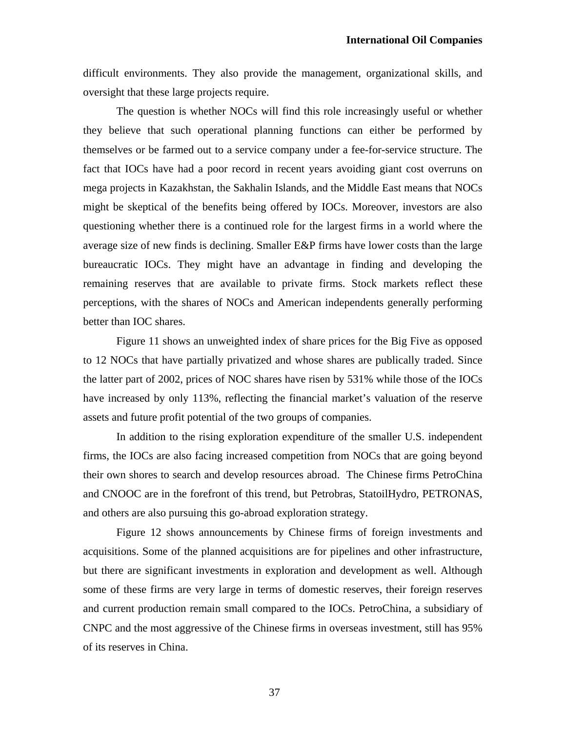difficult environments. They also provide the management, organizational skills, and oversight that these large projects require.

The question is whether NOCs will find this role increasingly useful or whether they believe that such operational planning functions can either be performed by themselves or be farmed out to a service company under a fee-for-service structure. The fact that IOCs have had a poor record in recent years avoiding giant cost overruns on mega projects in Kazakhstan, the Sakhalin Islands, and the Middle East means that NOCs might be skeptical of the benefits being offered by IOCs. Moreover, investors are also questioning whether there is a continued role for the largest firms in a world where the average size of new finds is declining. Smaller E&P firms have lower costs than the large bureaucratic IOCs. They might have an advantage in finding and developing the remaining reserves that are available to private firms. Stock markets reflect these perceptions, with the shares of NOCs and American independents generally performing better than IOC shares.

Figure 11 shows an unweighted index of share prices for the Big Five as opposed to 12 NOCs that have partially privatized and whose shares are publically traded. Since the latter part of 2002, prices of NOC shares have risen by 531% while those of the IOCs have increased by only 113%, reflecting the financial market's valuation of the reserve assets and future profit potential of the two groups of companies.

In addition to the rising exploration expenditure of the smaller U.S. independent firms, the IOCs are also facing increased competition from NOCs that are going beyond their own shores to search and develop resources abroad. The Chinese firms PetroChina and CNOOC are in the forefront of this trend, but Petrobras, StatoilHydro, PETRONAS, and others are also pursuing this go-abroad exploration strategy.

Figure 12 shows announcements by Chinese firms of foreign investments and acquisitions. Some of the planned acquisitions are for pipelines and other infrastructure, but there are significant investments in exploration and development as well. Although some of these firms are very large in terms of domestic reserves, their foreign reserves and current production remain small compared to the IOCs. PetroChina, a subsidiary of CNPC and the most aggressive of the Chinese firms in overseas investment, still has 95% of its reserves in China.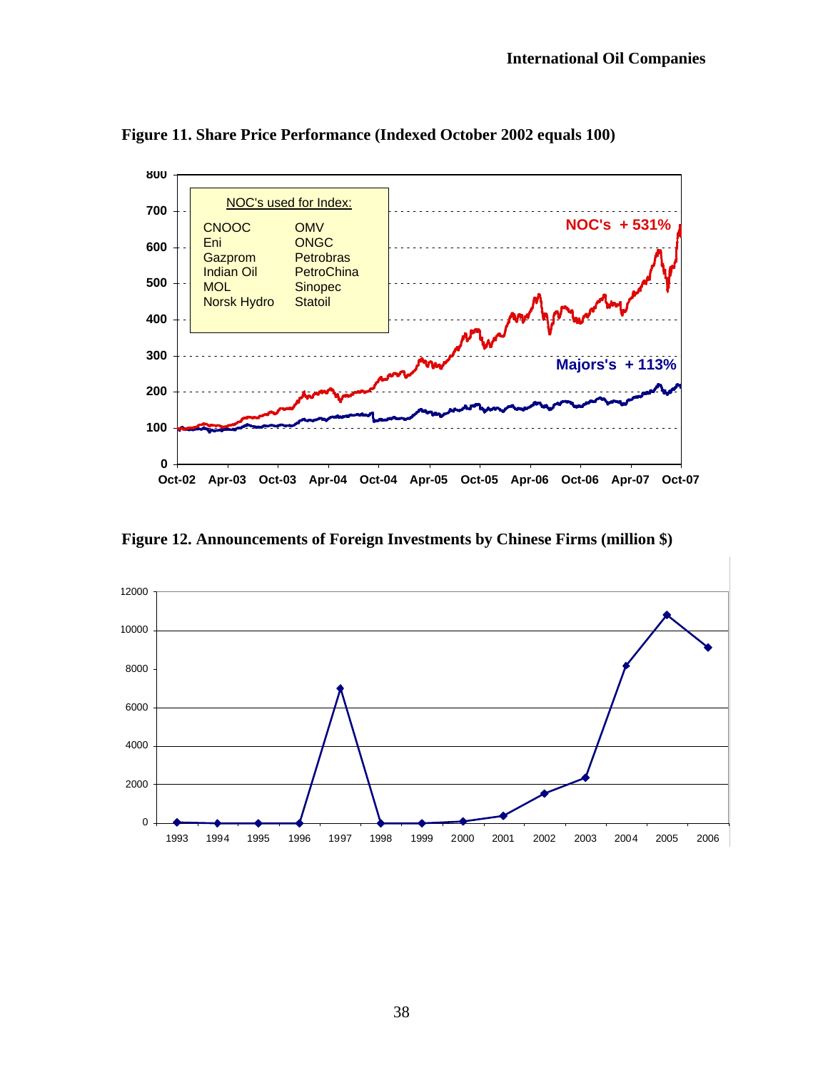**Figure 11. Share Price Performance (Indexed October 2002 equals 100)**

**Figure 12. Announcements of Foreign Investments by Chinese Firms (million $)**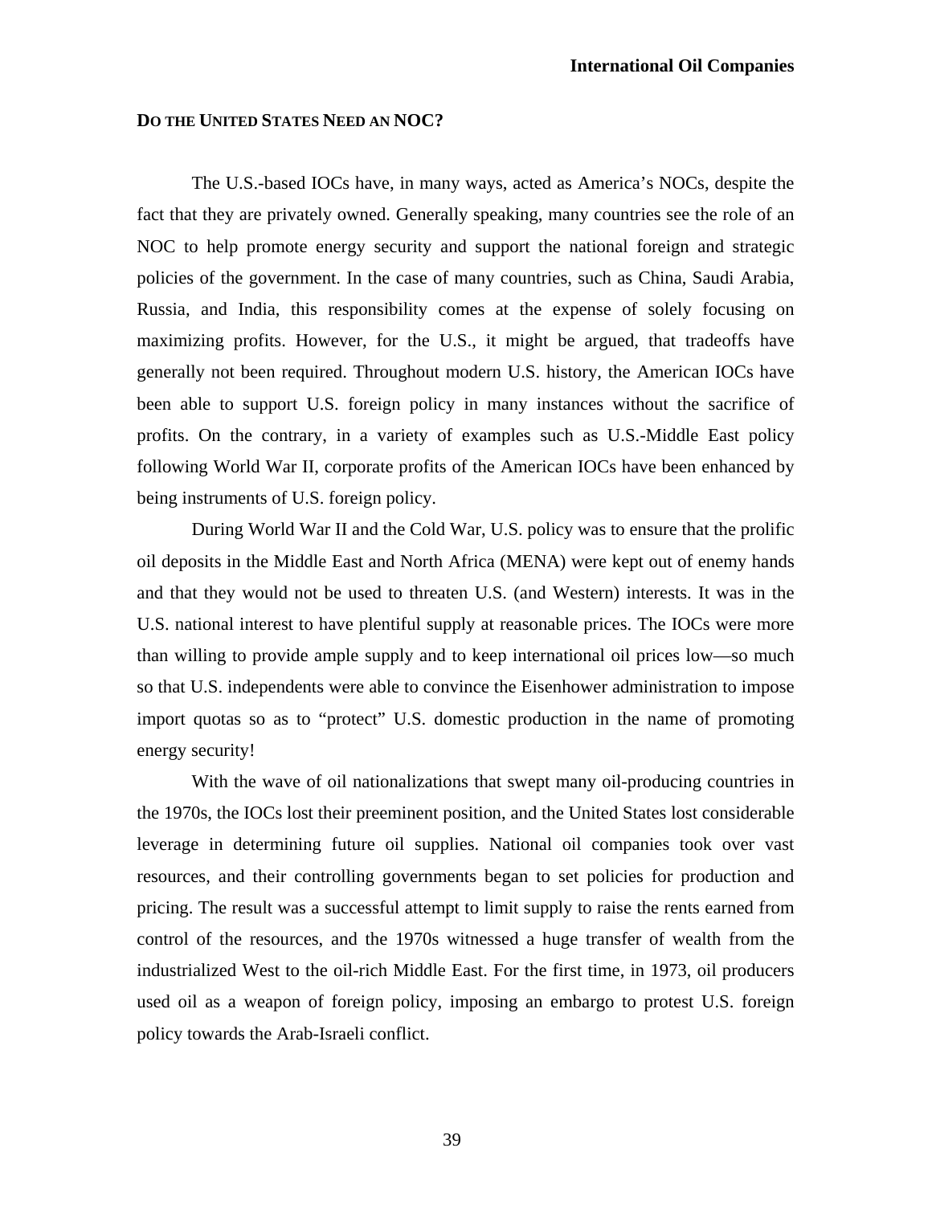## DO THE UNITED STATES NEED AN NOC?

The U.S.-based IOCs have, in many ways, acted as America's NOCs, despite the fact that they are privately owned. Generally speaking, many countries see the role of an NOC to help promote energy security and support the national foreign and strategic policies of the government. In the case of many countries, such as China, Saudi Arabia, Russia, and India, this responsibility comes at the expense of solely focusing on maximizing profits. However, for the U.S., it might be argued, that tradeoffs have generally not been required. Throughout modern U.S. history, the American IOCs have been able to support U.S. foreign policy in many instances without the sacrifice of profits. On the contrary, in a variety of examples such as U.S.-Middle East policy following World War II, corporate profits of the American IOCs have been enhanced by being instruments of U.S. foreign policy.

During World War II and the Cold War, U.S. policy was to ensure that the prolific oil deposits in the Middle East and North Africa (MENA) were kept out of enemy hands and that they would not be used to threaten U.S. (and Western) interests. It was in the U.S. national interest to have plentiful supply at reasonable prices. The IOCs were more than willing to provide ample supply and to keep international oil prices low—so much so that U.S. independents were able to convince the Eisenhower administration to impose import quotas so as to "protect" U.S. domestic production in the name of promoting energy security!

With the wave of oil nationalizations that swept many oil-producing countries in the 1970s, the IOCs lost their preeminent position, and the United States lost considerable leverage in determining future oil supplies. National oil companies took over vast resources, and their controlling governments began to set policies for production and pricing. The result was a successful attempt to limit supply to raise the rents earned from control of the resources, and the 1970s witnessed a huge transfer of wealth from the industrialized West to the oil-rich Middle East. For the first time, in 1973, oil producers used oil as a weapon of foreign policy, imposing an embargo to protest U.S. foreign policy towards the Arab-Israeli conflict.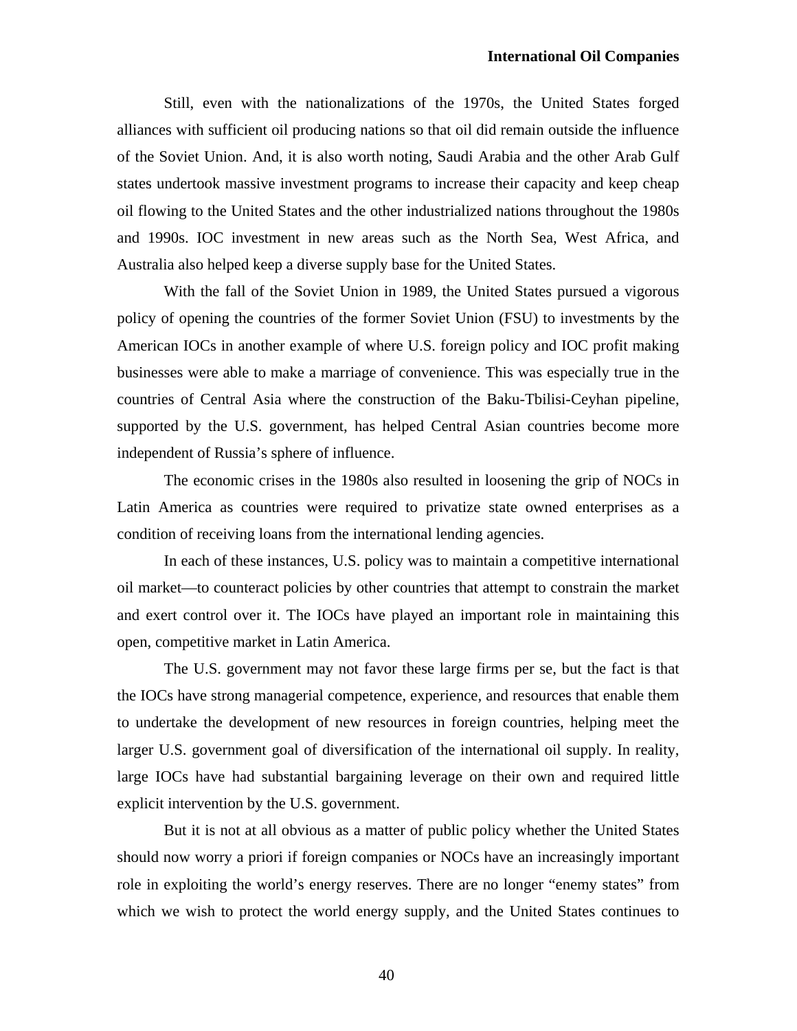Still, even with the nationalizations of the 1970s, the United States forged alliances with sufficient oil producing nations so that oil did remain outside the influence of the Soviet Union. And, it is also worth noting, Saudi Arabia and the other Arab Gulf states undertook massive investment programs to increase their capacity and keep cheap oil flowing to the United States and the other industrialized nations throughout the 1980s and 1990s. IOC investment in new areas such as the North Sea, West Africa, and Australia also helped keep a diverse supply base for the United States.

With the fall of the Soviet Union in 1989, the United States pursued a vigorous policy of opening the countries of the former Soviet Union (FSU) to investments by the American IOCs in another example of where U.S. foreign policy and IOC profit making businesses were able to make a marriage of convenience. This was especially true in the countries of Central Asia where the construction of the Baku-Tbilisi-Ceyhan pipeline, supported by the U.S. government, has helped Central Asian countries become more independent of Russia's sphere of influence.

The economic crises in the 1980s also resulted in loosening the grip of NOCs in Latin America as countries were required to privatize state owned enterprises as a condition of receiving loans from the international lending agencies.

In each of these instances, U.S. policy was to maintain a competitive international oil market—to counteract policies by other countries that attempt to constrain the market and exert control over it. The IOCs have played an important role in maintaining this open, competitive market in Latin America.

The U.S. government may not favor these large firms per se, but the fact is that the IOCs have strong managerial competence, experience, and resources that enable them to undertake the development of new resources in foreign countries, helping meet the larger U.S. government goal of diversification of the international oil supply. In reality, large IOCs have had substantial bargaining leverage on their own and required little explicit intervention by the U.S. government.

But it is not at all obvious as a matter of public policy whether the United States should now worry a priori if foreign companies or NOCs have an increasingly important role in exploiting the world's energy reserves. There are no longer "enemy states" from which we wish to protect the world energy supply, and the United States continues to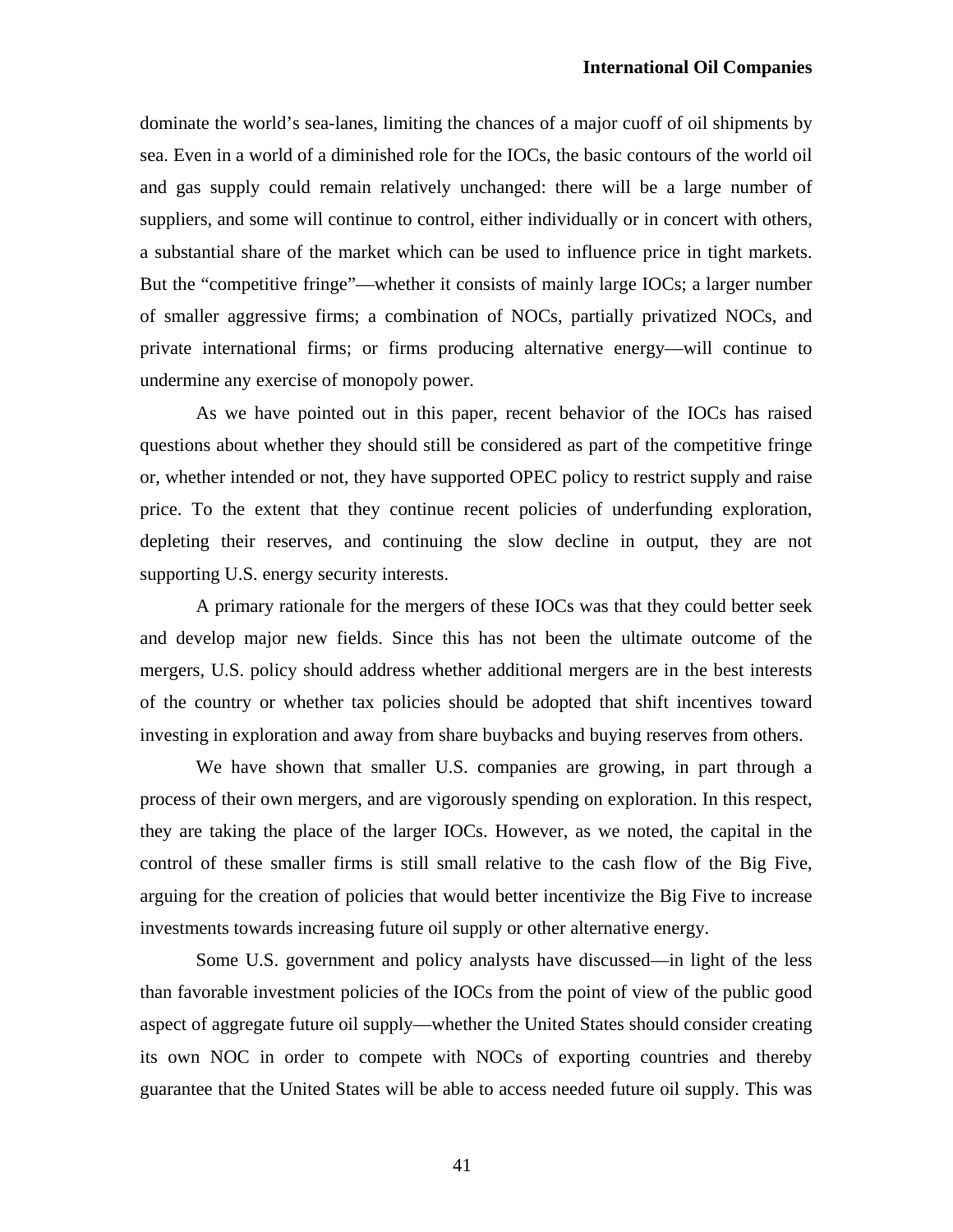dominate the world's sea-lanes, limiting the chances of a major cuoff of oil shipments by sea. Even in a world of a diminished role for the IOCs, the basic contours of the world oil and gas supply could remain relatively unchanged: there will be a large number of suppliers, and some will continue to control, either individually or in concert with others, a substantial share of the market which can be used to influence price in tight markets. But the "competitive fringe"—whether it consists of mainly large IOCs; a larger number of smaller aggressive firms; a combination of NOCs, partially privatized NOCs, and private international firms; or firms producing alternative energy—will continue to undermine any exercise of monopoly power.

As we have pointed out in this paper, recent behavior of the IOCs has raised questions about whether they should still be considered as part of the competitive fringe or, whether intended or not, they have supported OPEC policy to restrict supply and raise price. To the extent that they continue recent policies of underfunding exploration, depleting their reserves, and continuing the slow decline in output, they are not supporting U.S. energy security interests.

A primary rationale for the mergers of these IOCs was that they could better seek and develop major new fields. Since this has not been the ultimate outcome of the mergers, U.S. policy should address whether additional mergers are in the best interests of the country or whether tax policies should be adopted that shift incentives toward investing in exploration and away from share buybacks and buying reserves from others.

We have shown that smaller U.S. companies are growing, in part through a process of their own mergers, and are vigorously spending on exploration. In this respect, they are taking the place of the larger IOCs. However, as we noted, the capital in the control of these smaller firms is still small relative to the cash flow of the Big Five, arguing for the creation of policies that would better incentivize the Big Five to increase investments towards increasing future oil supply or other alternative energy.

Some U.S. government and policy analysts have discussed—in light of the less than favorable investment policies of the IOCs from the point of view of the public good aspect of aggregate future oil supply—whether the United States should consider creating its own NOC in order to compete with NOCs of exporting countries and thereby guarantee that the United States will be able to access needed future oil supply. This was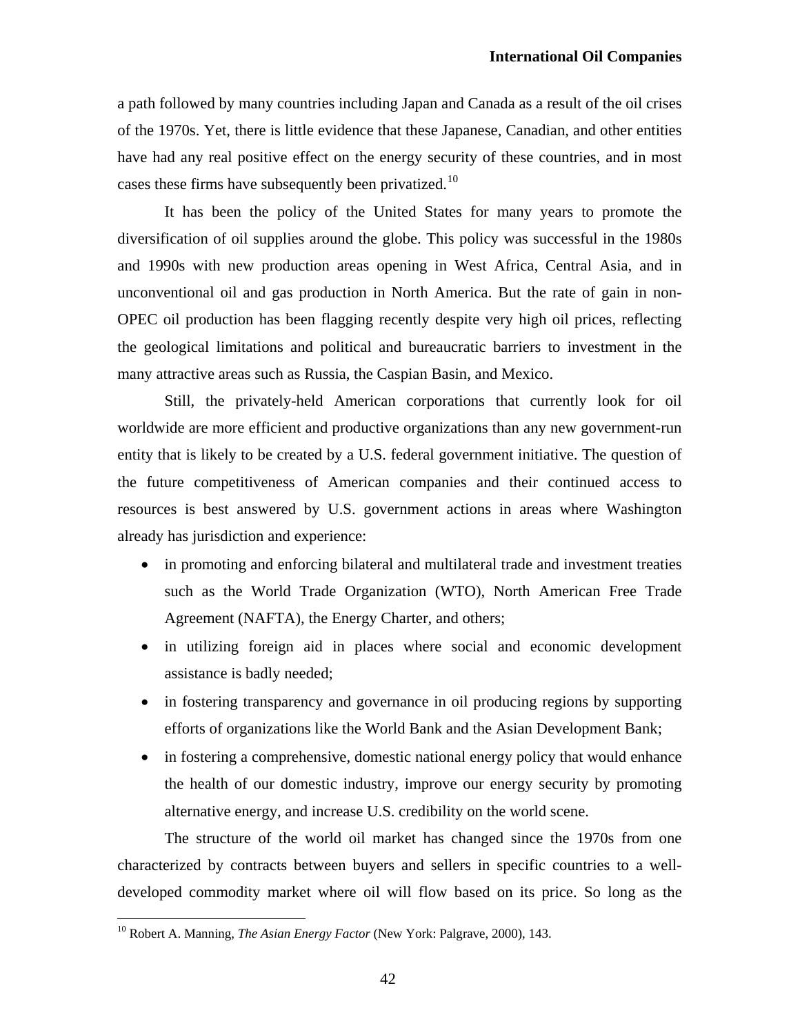a path followed by many countries including Japan and Canada as a result of the oil crises of the 1970s. Yet, there is little evidence that these Japanese, Canadian, and other entities have had any real positive effect on the energy security of these countries, and in most cases these firms have subsequently been privatized.[10]

It has been the policy of the United States for many years to promote the diversification of oil supplies around the globe. This policy was successful in the 1980s and 1990s with new production areas opening in West Africa, Central Asia, and in unconventional oil and gas production in North America. But the rate of gain in non-OPEC oil production has been flagging recently despite very high oil prices, reflecting the geological limitations and political and bureaucratic barriers to investment in the many attractive areas such as Russia, the Caspian Basin, and Mexico.

Still, the privately-held American corporations that currently look for oil worldwide are more efficient and productive organizations than any new government-run entity that is likely to be created by a U.S. federal government initiative. The question of the future competitiveness of American companies and their continued access to resources is best answered by U.S. government actions in areas where Washington already has jurisdiction and experience:

- in promoting and enforcing bilateral and multilateral trade and investment treaties such as the World Trade Organization (WTO), North American Free Trade Agreement (NAFTA), the Energy Charter, and others;
- in utilizing foreign aid in places where social and economic development assistance is badly needed;
- in fostering transparency and governance in oil producing regions by supporting efforts of organizations like the World Bank and the Asian Development Bank;
- in fostering a comprehensive, domestic national energy policy that would enhance the health of our domestic industry, improve our energy security by promoting alternative energy, and increase U.S. credibility on the world scene.

The structure of the world oil market has changed since the 1970s from one characterized by contracts between buyers and sellers in specific countries to a well-developed commodity market where oil will flow based on its price. So long as the

---

[10] Robert A. Manning, *The Asian Energy Factor* (New York: Palgrave, 2000), 143.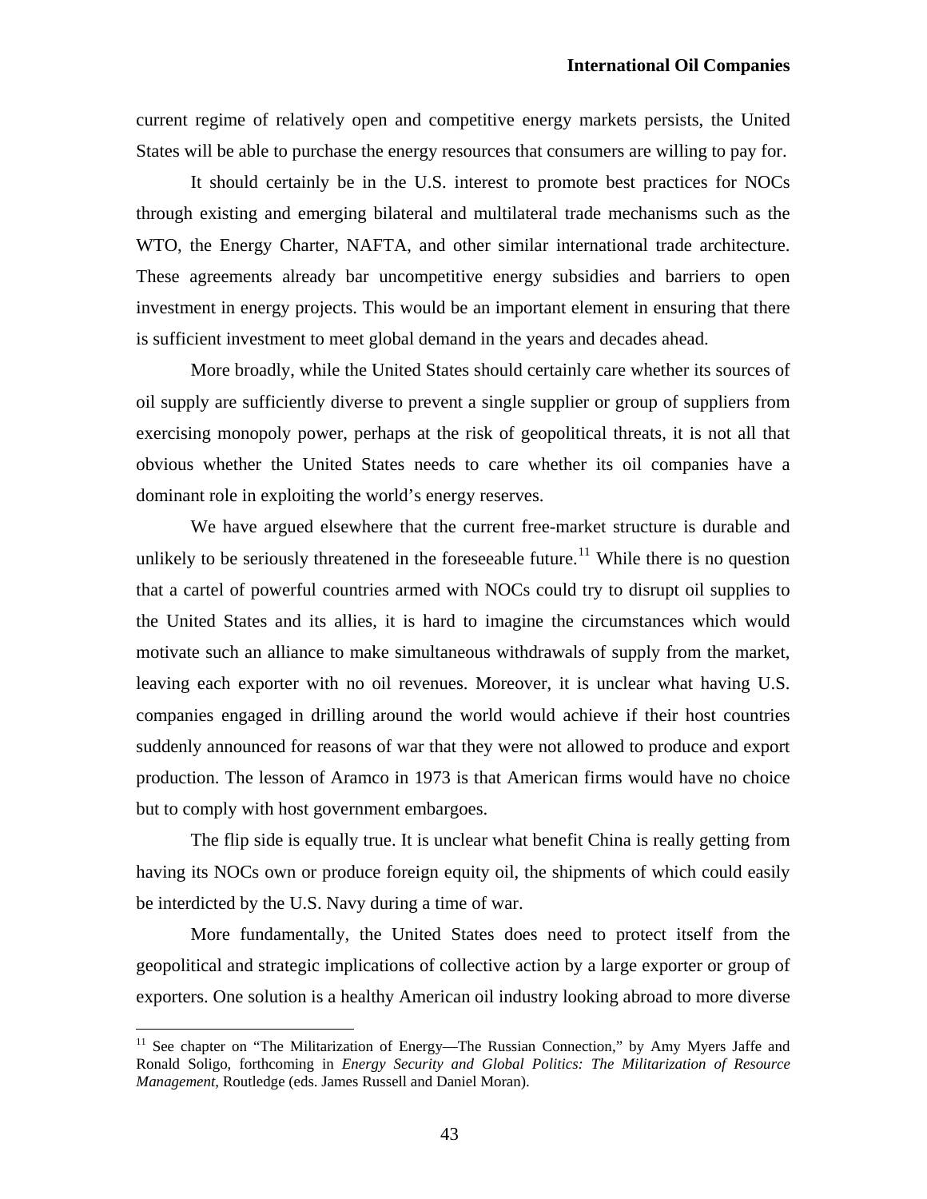current regime of relatively open and competitive energy markets persists, the United States will be able to purchase the energy resources that consumers are willing to pay for.

It should certainly be in the U.S. interest to promote best practices for NOCs through existing and emerging bilateral and multilateral trade mechanisms such as the WTO, the Energy Charter, NAFTA, and other similar international trade architecture. These agreements already bar uncompetitive energy subsidies and barriers to open investment in energy projects. This would be an important element in ensuring that there is sufficient investment to meet global demand in the years and decades ahead.

More broadly, while the United States should certainly care whether its sources of oil supply are sufficiently diverse to prevent a single supplier or group of suppliers from exercising monopoly power, perhaps at the risk of geopolitical threats, it is not all that obvious whether the United States needs to care whether its oil companies have a dominant role in exploiting the world's energy reserves.

We have argued elsewhere that the current free-market structure is durable and unlikely to be seriously threatened in the foreseeable future.[11] While there is no question that a cartel of powerful countries armed with NOCs could try to disrupt oil supplies to the United States and its allies, it is hard to imagine the circumstances which would motivate such an alliance to make simultaneous withdrawals of supply from the market, leaving each exporter with no oil revenues. Moreover, it is unclear what having U.S. companies engaged in drilling around the world would achieve if their host countries suddenly announced for reasons of war that they were not allowed to produce and export production. The lesson of Aramco in 1973 is that American firms would have no choice but to comply with host government embargoes.

The flip side is equally true. It is unclear what benefit China is really getting from having its NOCs own or produce foreign equity oil, the shipments of which could easily be interdicted by the U.S. Navy during a time of war.

More fundamentally, the United States does need to protect itself from the geopolitical and strategic implications of collective action by a large exporter or group of exporters. One solution is a healthy American oil industry looking abroad to more diverse

---

[11] See chapter on "The Militarization of Energy—The Russian Connection," by Amy Myers Jaffe and Ronald Soligo, forthcoming in *Energy Security and Global Politics: The Militarization of Resource Management*, Routledge (eds. James Russell and Daniel Moran).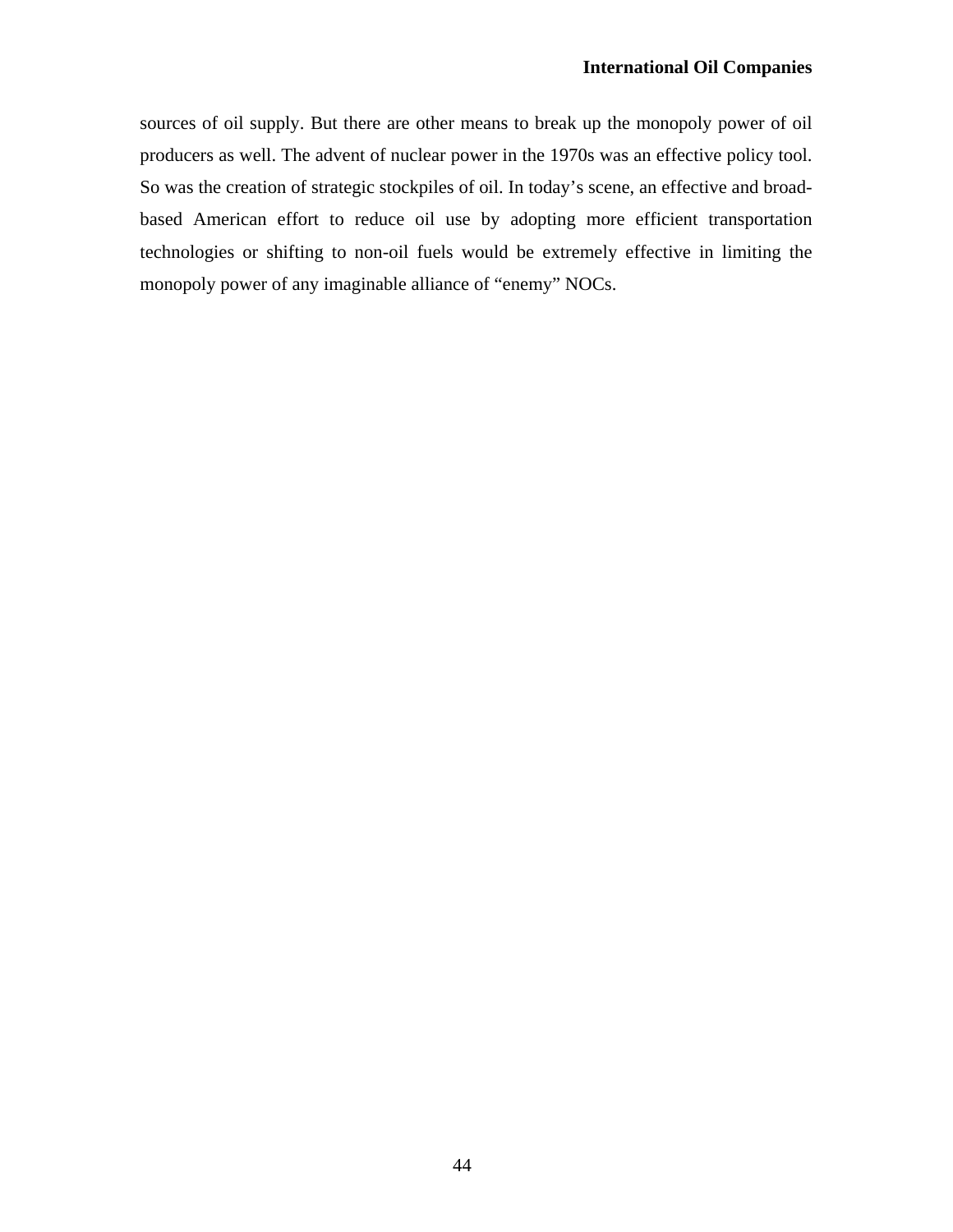sources of oil supply. But there are other means to break up the monopoly power of oil producers as well. The advent of nuclear power in the 1970s was an effective policy tool. So was the creation of strategic stockpiles of oil. In today's scene, an effective and broad-based American effort to reduce oil use by adopting more efficient transportation technologies or shifting to non-oil fuels would be extremely effective in limiting the monopoly power of any imaginable alliance of "enemy" NOCs.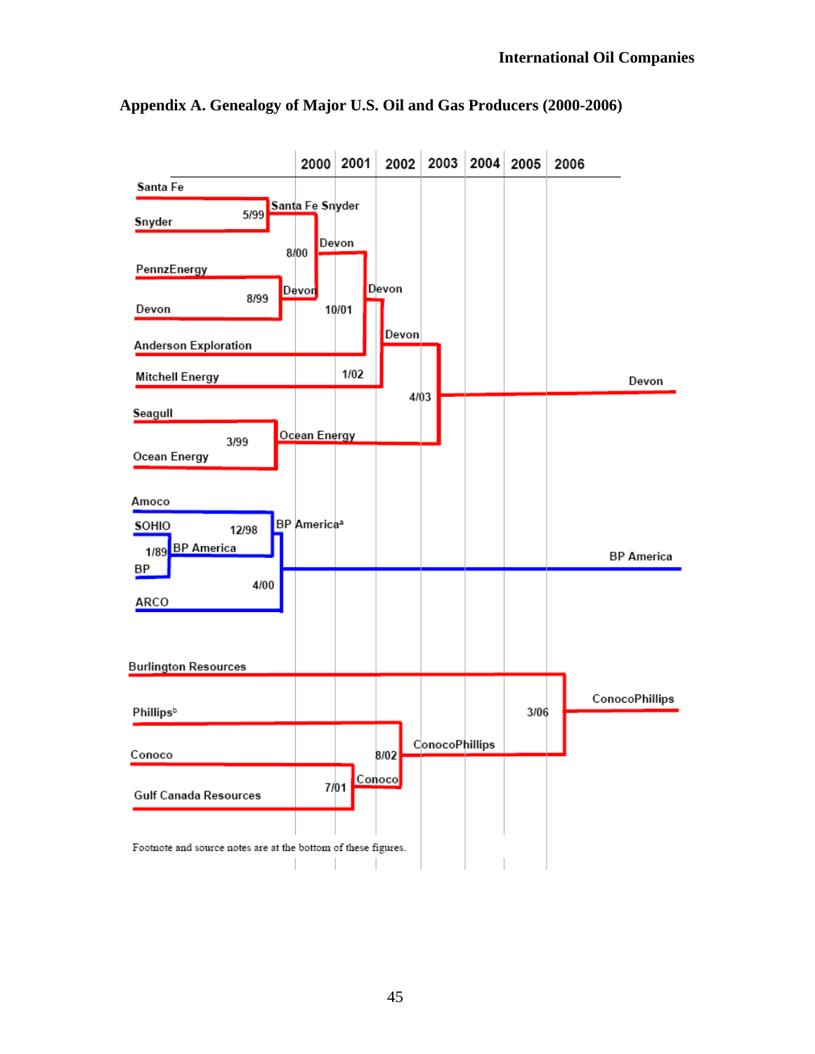## Appendix A. Genealogy of Major U.S. Oil and Gas Producers (2000-2006)

2000 2001 2002 2003 2004 2005 2006

Santa Fe
Snyder
5/99 Santa Fe Snyder
8/00 Devon
PennzEnergy
Devon
8/99 Devon
10/01 Devon
Anderson Exploration
Devon
Mitchell Energy
1/02
4/03
Devon
Seagull
3/99 Ocean Energy
Ocean Energy

Amoco
SOHIO
12/98 BP America[a]
1/89 BP America
BP
4/00
BP America
ARCO

Burlington Resources
3/06 ConocoPhillips
Phillips[b]
ConocoPhillips
Conoco
8/02
7/01 Conoco
Gulf Canada Resources

Footnote and source notes are at the bottom of these figures.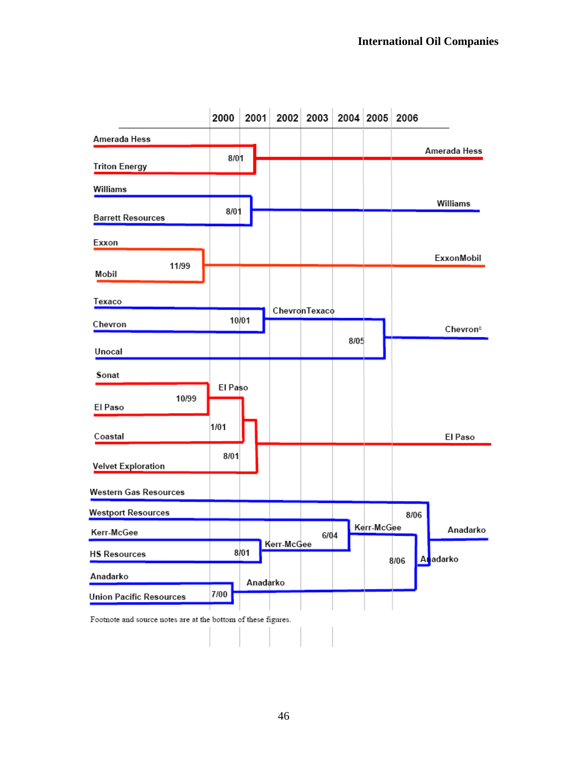| | 2000 | 2001 | 2002 | 2003 | 2004 | 2005 | 2006 | |
|---|---|---|---|---|---|---|---|---|
| Amerada Hess / Triton Energy | | 8/01 | | | | | | Amerada Hess |
| Williams / Barrett Resources | | 8/01 | | | | | | Williams |
| Exxon / Mobil | 11/99 | | | | | | | ExxonMobil |
| Texaco / Chevron | | 10/01 ChevronTexaco | | | | | | |
| ChevronTexaco / Unocal | | | | | | 8/05 | | Chevron[c] |
| Sonat / El Paso | 10/99 El Paso | | | | | | | |
| El Paso / Coastal | | 1/01 | | | | | | |
| El Paso / Velvet Exploration | | 8/01 | | | | | | El Paso |
| Kerr-McGee / HS Resources | | 8/01 Kerr-McGee | | | | | | |
| Westport Resources / Kerr-McGee | | | | | 6/04 Kerr-McGee | | | |
| Anadarko / Union Pacific Resources | 7/00 Anadarko | | | | | | | |
| Kerr-McGee / Anadarko | | | | | | | 8/06 Anadarko | |
| Western Gas Resources / Anadarko | | | | | | | 8/06 | Anadarko |

Footnote and source notes are at the bottom of these figures.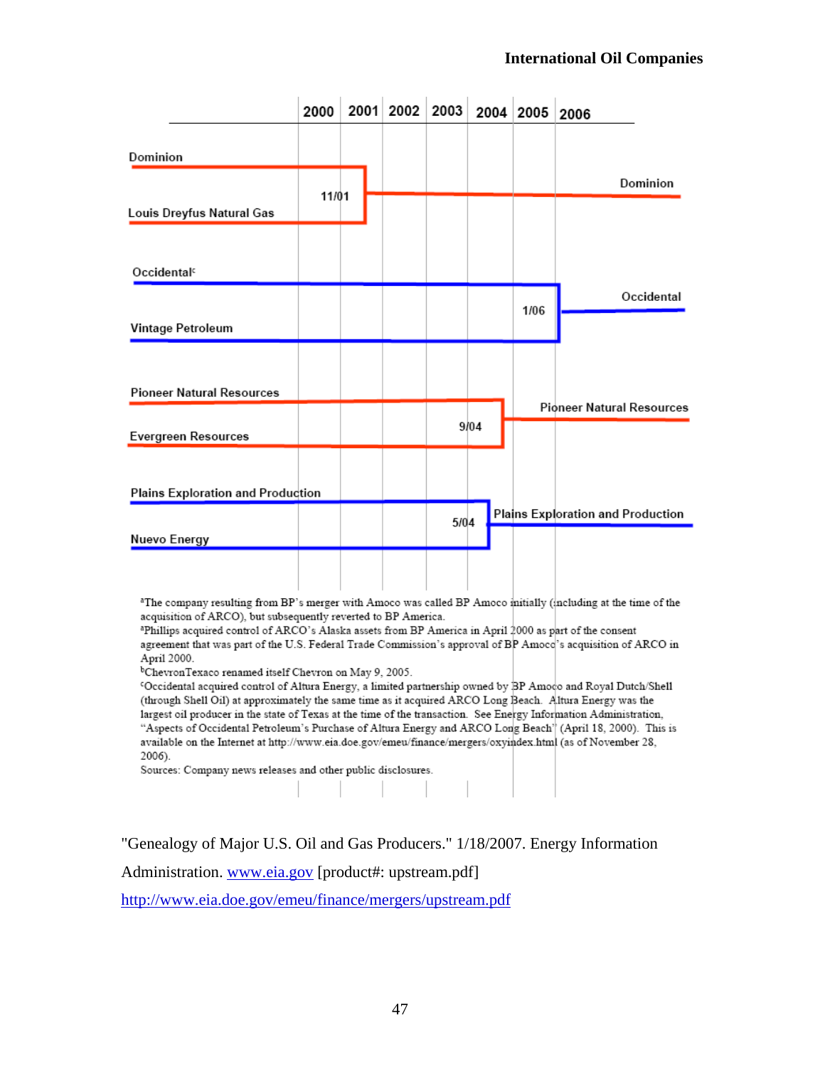| | 2000 | 2001 | 2002 | 2003 | 2004 | 2005 | 2006 |
|---|---|---|---|---|---|---|---|
| Dominion + Louis Dreyfus Natural Gas → Dominion | | 11/01 | | | | | |
| Occidental[c] + Vintage Petroleum → Occidental | | | | | | | 1/06 |
| Pioneer Natural Resources + Evergreen Resources → Pioneer Natural Resources | | | | | 9/04 | | |
| Plains Exploration and Production + Nuevo Energy → Plains Exploration and Production | | | | | 5/04 | | |

[a]The company resulting from BP's merger with Amoco was called BP Amoco initially (including at the time of the acquisition of ARCO), but subsequently reverted to BP America.
[a]Phillips acquired control of ARCO's Alaska assets from BP America in April 2000 as part of the consent agreement that was part of the U.S. Federal Trade Commission's approval of BP Amoco's acquisition of ARCO in April 2000.
[b]ChevronTexaco renamed itself Chevron on May 9, 2005.
[c]Occidental acquired control of Altura Energy, a limited partnership owned by BP Amoco and Royal Dutch/Shell (through Shell Oil) at approximately the same time as it acquired ARCO Long Beach. Altura Energy was the largest oil producer in the state of Texas at the time of the transaction. See Energy Information Administration, "Aspects of Occidental Petroleum's Purchase of Altura Energy and ARCO Long Beach" (April 18, 2000). This is available on the Internet at http://www.eia.doe.gov/emeu/finance/mergers/oxyindex.html (as of November 28, 2006).
Sources: Company news releases and other public disclosures.

"Genealogy of Major U.S. Oil and Gas Producers." 1/18/2007. Energy Information Administration. www.eia.gov [product#: upstream.pdf]
http://www.eia.doe.gov/emeu/finance/mergers/upstream.pdf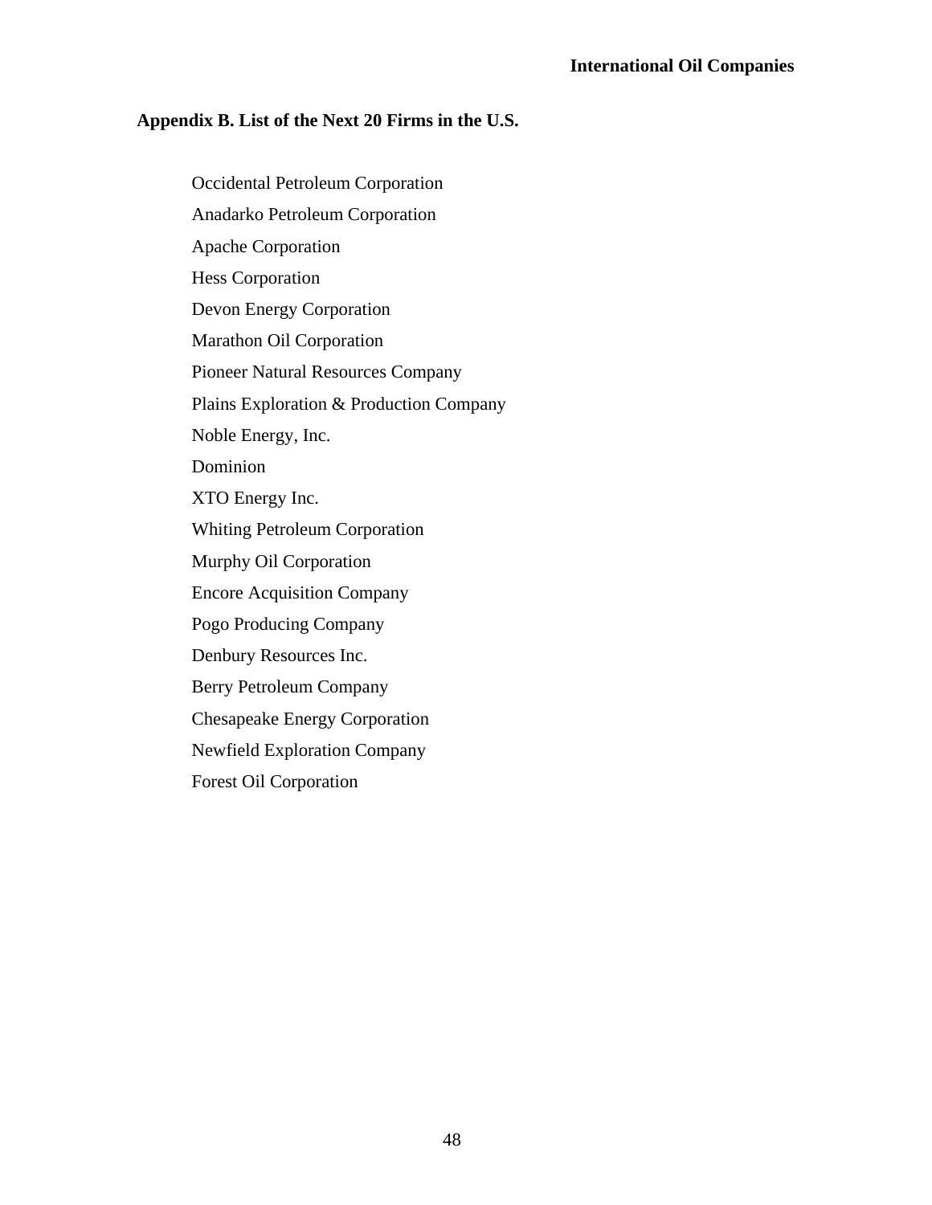## Appendix B. List of the Next 20 Firms in the U.S.

Occidental Petroleum Corporation

Anadarko Petroleum Corporation

Apache Corporation

Hess Corporation

Devon Energy Corporation

Marathon Oil Corporation

Pioneer Natural Resources Company

Plains Exploration & Production Company

Noble Energy, Inc.

Dominion

XTO Energy Inc.

Whiting Petroleum Corporation

Murphy Oil Corporation

Encore Acquisition Company

Pogo Producing Company

Denbury Resources Inc.

Berry Petroleum Company

Chesapeake Energy Corporation

Newfield Exploration Company

Forest Oil Corporation